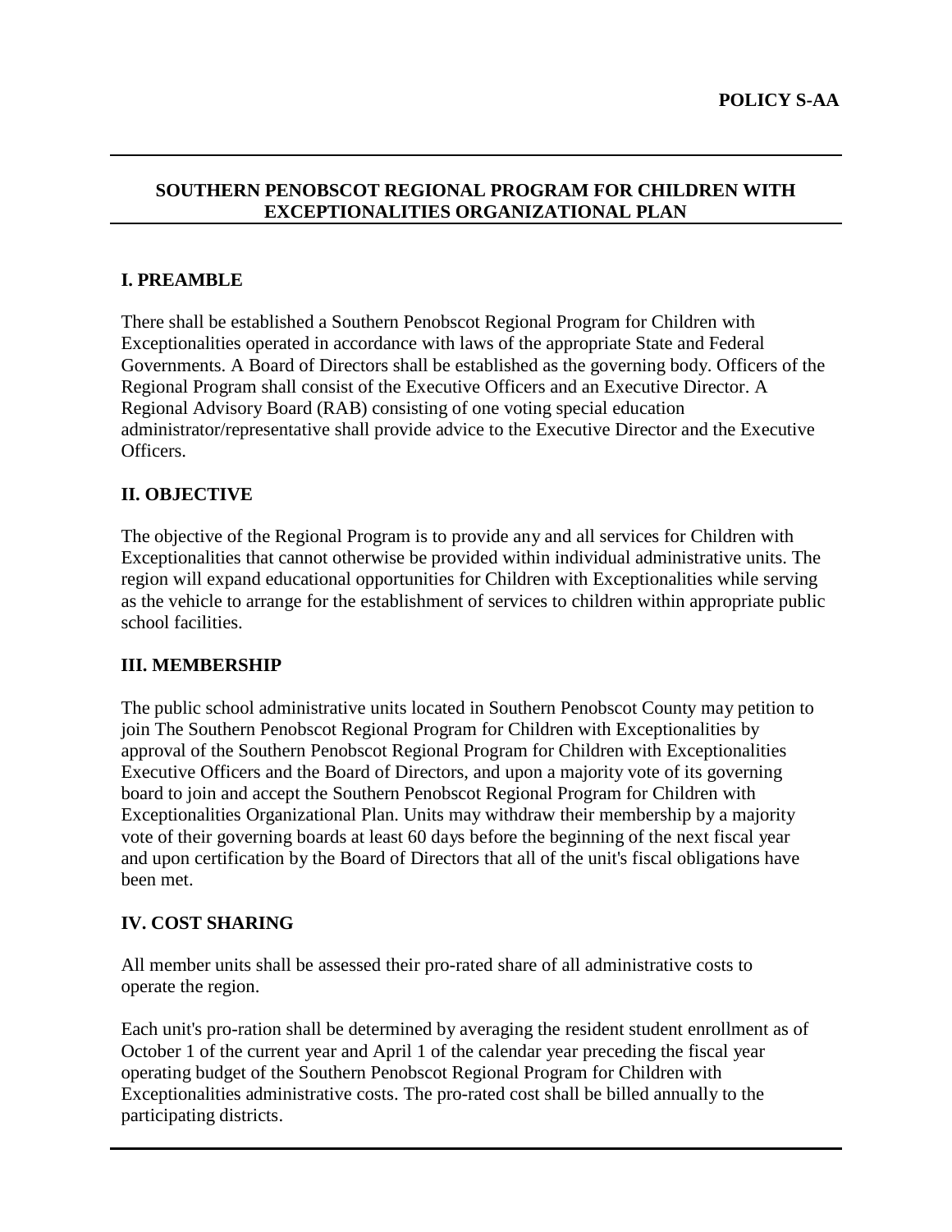**POLICY S-AA**

## SOUTHERN PENOBSCOT REGIONAL PROGRAM FOR CHILDREN WITH EXCEPTIONALITIES ORGANIZATIONAL PLAN

### I. PREAMBLE

There shall be established a Southern Penobscot Regional Program for Children with Exceptionalities operated in accordance with laws of the appropriate State and Federal Governments. A Board of Directors shall be established as the governing body. Officers of the Regional Program shall consist of the Executive Officers and an Executive Director. A Regional Advisory Board (RAB) consisting of one voting special education administrator/representative shall provide advice to the Executive Director and the Executive Officers.

### II. OBJECTIVE

The objective of the Regional Program is to provide any and all services for Children with Exceptionalities that cannot otherwise be provided within individual administrative units. The region will expand educational opportunities for Children with Exceptionalities while serving as the vehicle to arrange for the establishment of services to children within appropriate public school facilities.

### III. MEMBERSHIP

The public school administrative units located in Southern Penobscot County may petition to join The Southern Penobscot Regional Program for Children with Exceptionalities by approval of the Southern Penobscot Regional Program for Children with Exceptionalities Executive Officers and the Board of Directors, and upon a majority vote of its governing board to join and accept the Southern Penobscot Regional Program for Children with Exceptionalities Organizational Plan. Units may withdraw their membership by a majority vote of their governing boards at least 60 days before the beginning of the next fiscal year and upon certification by the Board of Directors that all of the unit's fiscal obligations have been met.

### IV. COST SHARING

All member units shall be assessed their pro-rated share of all administrative costs to operate the region.

Each unit's pro-ration shall be determined by averaging the resident student enrollment as of October 1 of the current year and April 1 of the calendar year preceding the fiscal year operating budget of the Southern Penobscot Regional Program for Children with Exceptionalities administrative costs. The pro-rated cost shall be billed annually to the participating districts.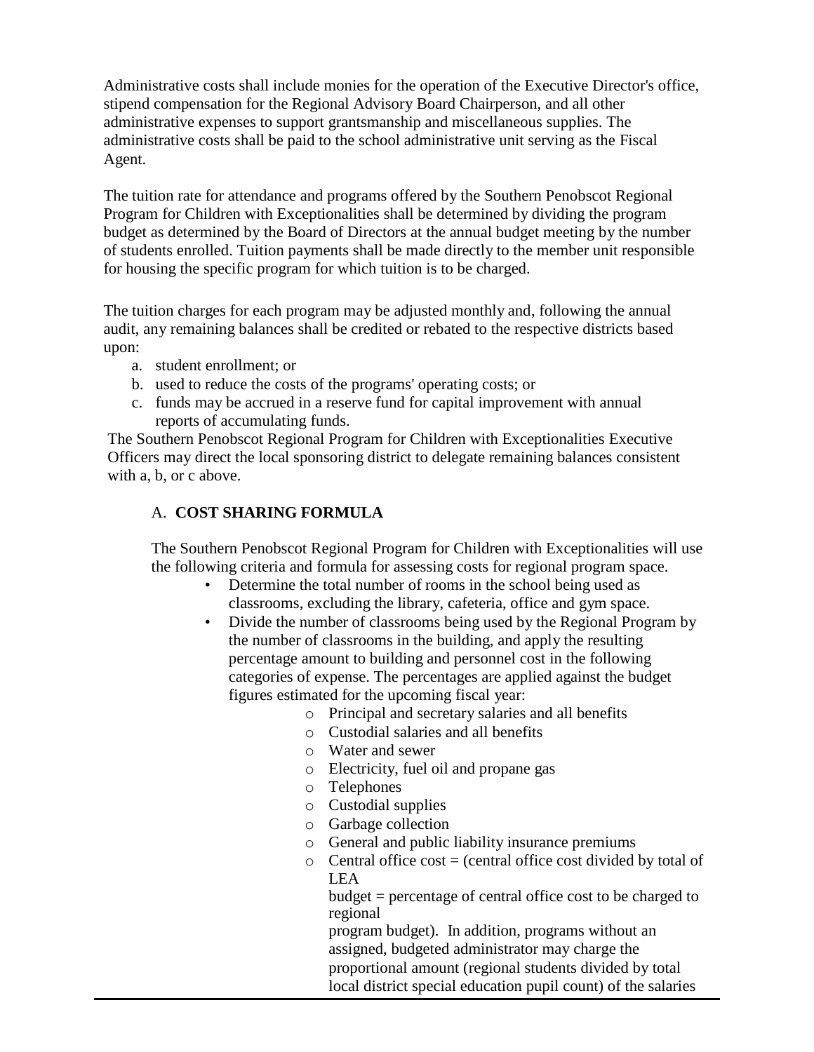Administrative costs shall include monies for the operation of the Executive Director's office, stipend compensation for the Regional Advisory Board Chairperson, and all other administrative expenses to support grantsmanship and miscellaneous supplies. The administrative costs shall be paid to the school administrative unit serving as the Fiscal Agent.

The tuition rate for attendance and programs offered by the Southern Penobscot Regional Program for Children with Exceptionalities shall be determined by dividing the program budget as determined by the Board of Directors at the annual budget meeting by the number of students enrolled. Tuition payments shall be made directly to the member unit responsible for housing the specific program for which tuition is to be charged.

The tuition charges for each program may be adjusted monthly and, following the annual audit, any remaining balances shall be credited or rebated to the respective districts based upon:

a. student enrollment; or
b. used to reduce the costs of the programs' operating costs; or
c. funds may be accrued in a reserve fund for capital improvement with annual reports of accumulating funds.

The Southern Penobscot Regional Program for Children with Exceptionalities Executive Officers may direct the local sponsoring district to delegate remaining balances consistent with a, b, or c above.

### A. **COST SHARING FORMULA**

The Southern Penobscot Regional Program for Children with Exceptionalities will use the following criteria and formula for assessing costs for regional program space.

- Determine the total number of rooms in the school being used as classrooms, excluding the library, cafeteria, office and gym space.
- Divide the number of classrooms being used by the Regional Program by the number of classrooms in the building, and apply the resulting percentage amount to building and personnel cost in the following categories of expense. The percentages are applied against the budget figures estimated for the upcoming fiscal year:
    - Principal and secretary salaries and all benefits
    - Custodial salaries and all benefits
    - Water and sewer
    - Electricity, fuel oil and propane gas
    - Telephones
    - Custodial supplies
    - Garbage collection
    - General and public liability insurance premiums
    - Central office cost = (central office cost divided by total of LEA budget = percentage of central office cost to be charged to regional program budget). In addition, programs without an assigned, budgeted administrator may charge the proportional amount (regional students divided by total local district special education pupil count) of the salaries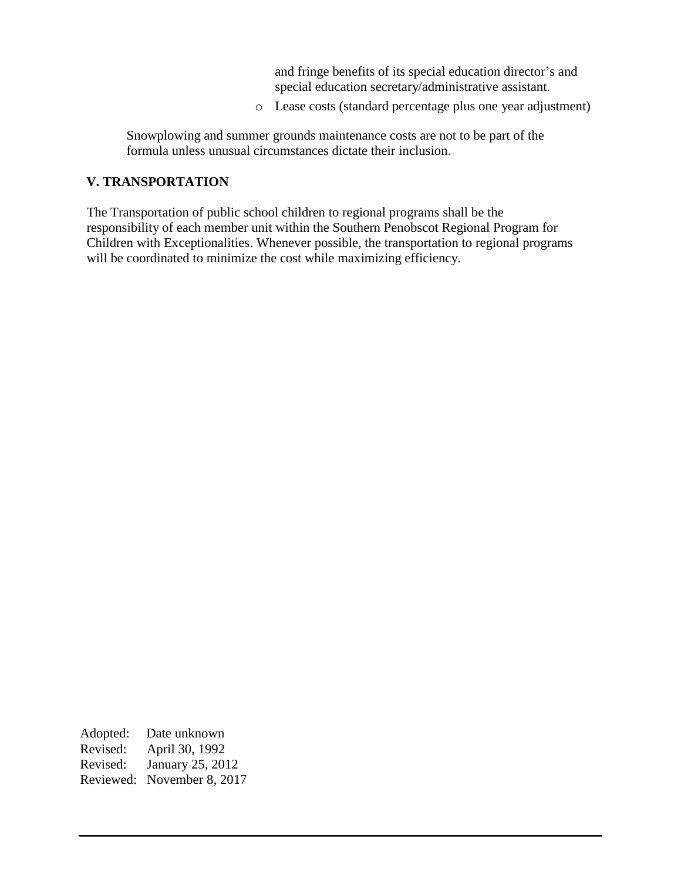and fringe benefits of its special education director's and special education secretary/administrative assistant.

- Lease costs (standard percentage plus one year adjustment)

Snowplowing and summer grounds maintenance costs are not to be part of the formula unless unusual circumstances dictate their inclusion.

## V. TRANSPORTATION

The Transportation of public school children to regional programs shall be the responsibility of each member unit within the Southern Penobscot Regional Program for Children with Exceptionalities. Whenever possible, the transportation to regional programs will be coordinated to minimize the cost while maximizing efficiency.

Adopted: Date unknown
Revised: April 30, 1992
Revised: January 25, 2012
Reviewed: November 8, 2017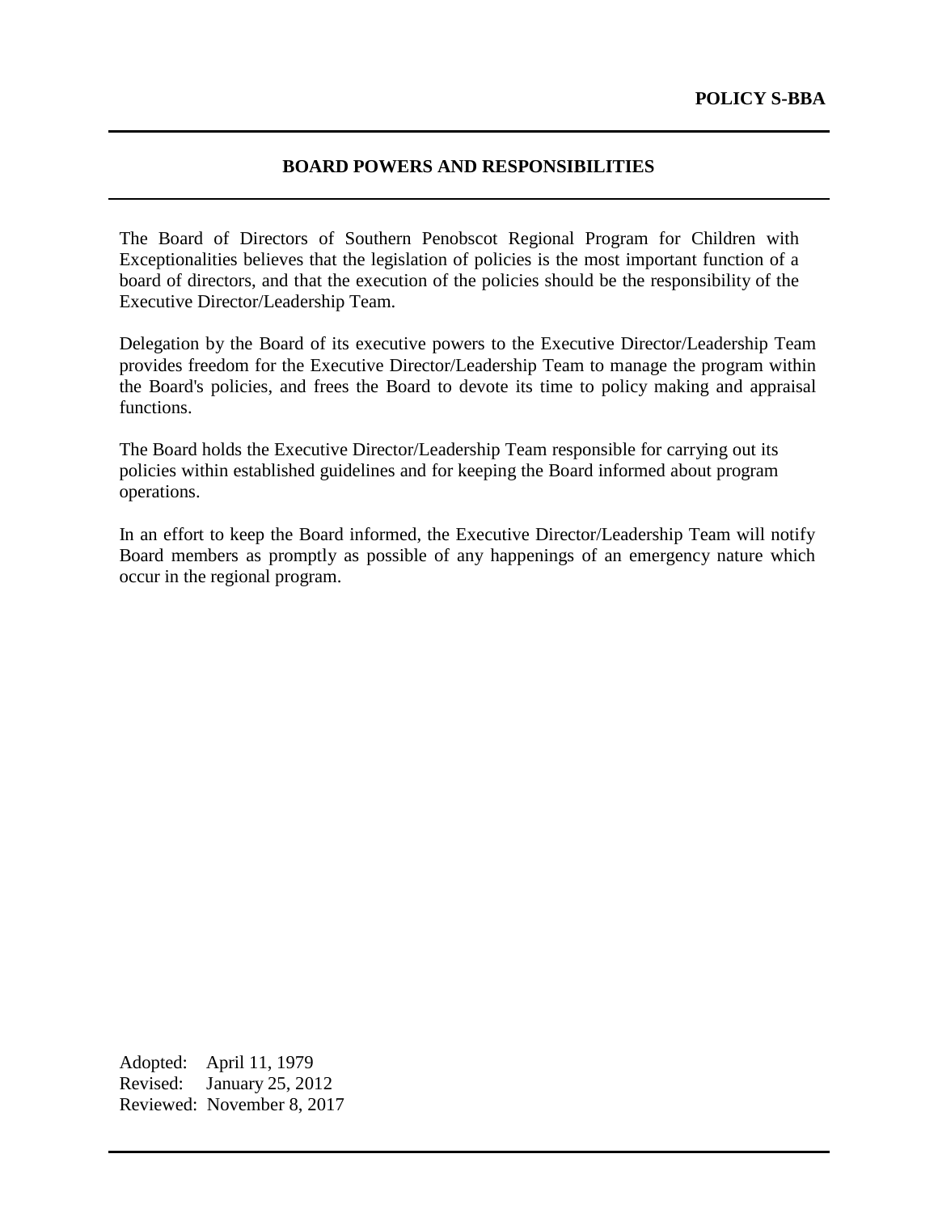**POLICY S-BBA**

## BOARD POWERS AND RESPONSIBILITIES

The Board of Directors of Southern Penobscot Regional Program for Children with Exceptionalities believes that the legislation of policies is the most important function of a board of directors, and that the execution of the policies should be the responsibility of the Executive Director/Leadership Team.

Delegation by the Board of its executive powers to the Executive Director/Leadership Team provides freedom for the Executive Director/Leadership Team to manage the program within the Board's policies, and frees the Board to devote its time to policy making and appraisal functions.

The Board holds the Executive Director/Leadership Team responsible for carrying out its policies within established guidelines and for keeping the Board informed about program operations.

In an effort to keep the Board informed, the Executive Director/Leadership Team will notify Board members as promptly as possible of any happenings of an emergency nature which occur in the regional program.

Adopted: April 11, 1979
Revised: January 25, 2012
Reviewed: November 8, 2017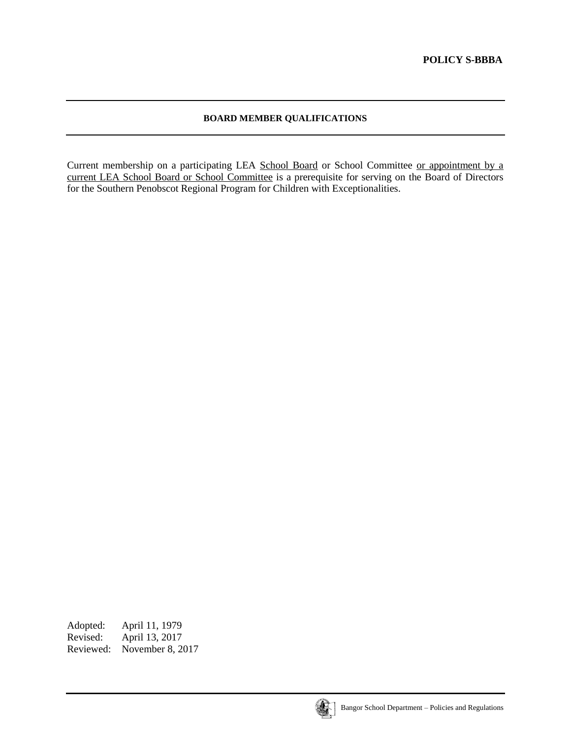**POLICY S-BBBA**

## BOARD MEMBER QUALIFICATIONS

Current membership on a participating LEA <u>School Board</u> or School Committee <u>or appointment by a current LEA School Board or School Committee</u> is a prerequisite for serving on the Board of Directors for the Southern Penobscot Regional Program for Children with Exceptionalities.

Adopted: April 11, 1979
Revised: April 13, 2017
Reviewed: November 8, 2017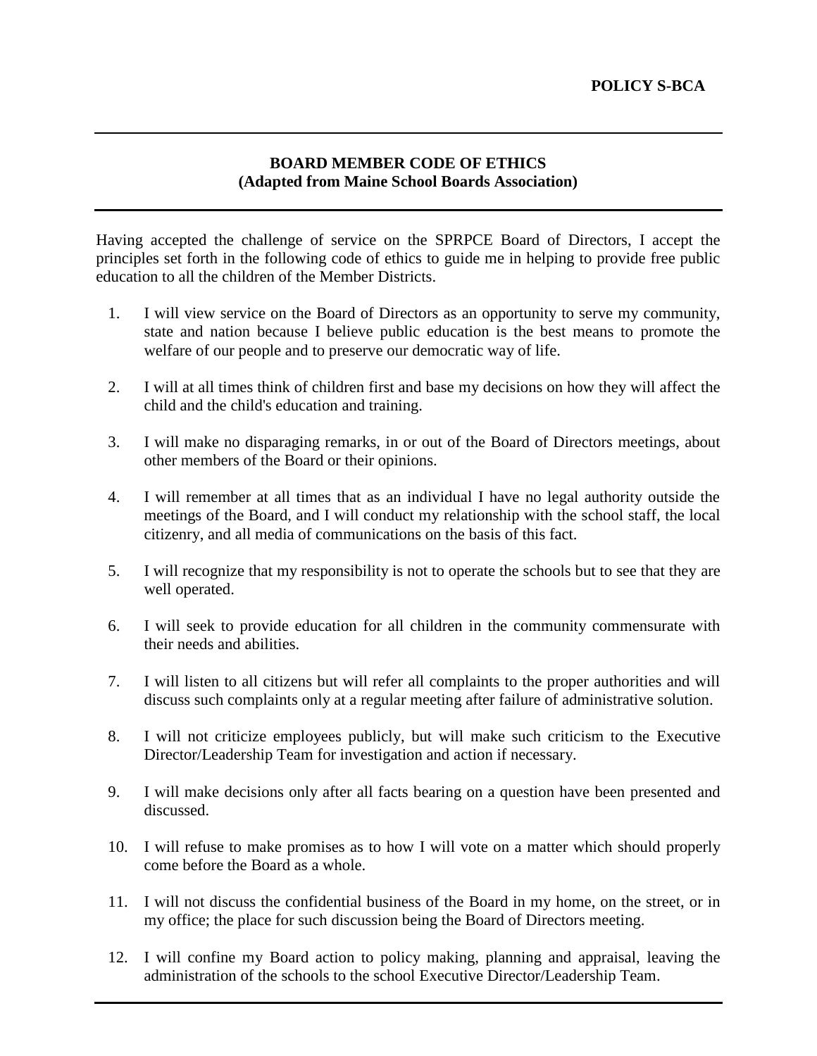**POLICY S-BCA**

---

## BOARD MEMBER CODE OF ETHICS
## (Adapted from Maine School Boards Association)

---

Having accepted the challenge of service on the SPRPCE Board of Directors, I accept the principles set forth in the following code of ethics to guide me in helping to provide free public education to all the children of the Member Districts.

1. I will view service on the Board of Directors as an opportunity to serve my community, state and nation because I believe public education is the best means to promote the welfare of our people and to preserve our democratic way of life.

2. I will at all times think of children first and base my decisions on how they will affect the child and the child's education and training.

3. I will make no disparaging remarks, in or out of the Board of Directors meetings, about other members of the Board or their opinions.

4. I will remember at all times that as an individual I have no legal authority outside the meetings of the Board, and I will conduct my relationship with the school staff, the local citizenry, and all media of communications on the basis of this fact.

5. I will recognize that my responsibility is not to operate the schools but to see that they are well operated.

6. I will seek to provide education for all children in the community commensurate with their needs and abilities.

7. I will listen to all citizens but will refer all complaints to the proper authorities and will discuss such complaints only at a regular meeting after failure of administrative solution.

8. I will not criticize employees publicly, but will make such criticism to the Executive Director/Leadership Team for investigation and action if necessary.

9. I will make decisions only after all facts bearing on a question have been presented and discussed.

10. I will refuse to make promises as to how I will vote on a matter which should properly come before the Board as a whole.

11. I will not discuss the confidential business of the Board in my home, on the street, or in my office; the place for such discussion being the Board of Directors meeting.

12. I will confine my Board action to policy making, planning and appraisal, leaving the administration of the schools to the school Executive Director/Leadership Team.

---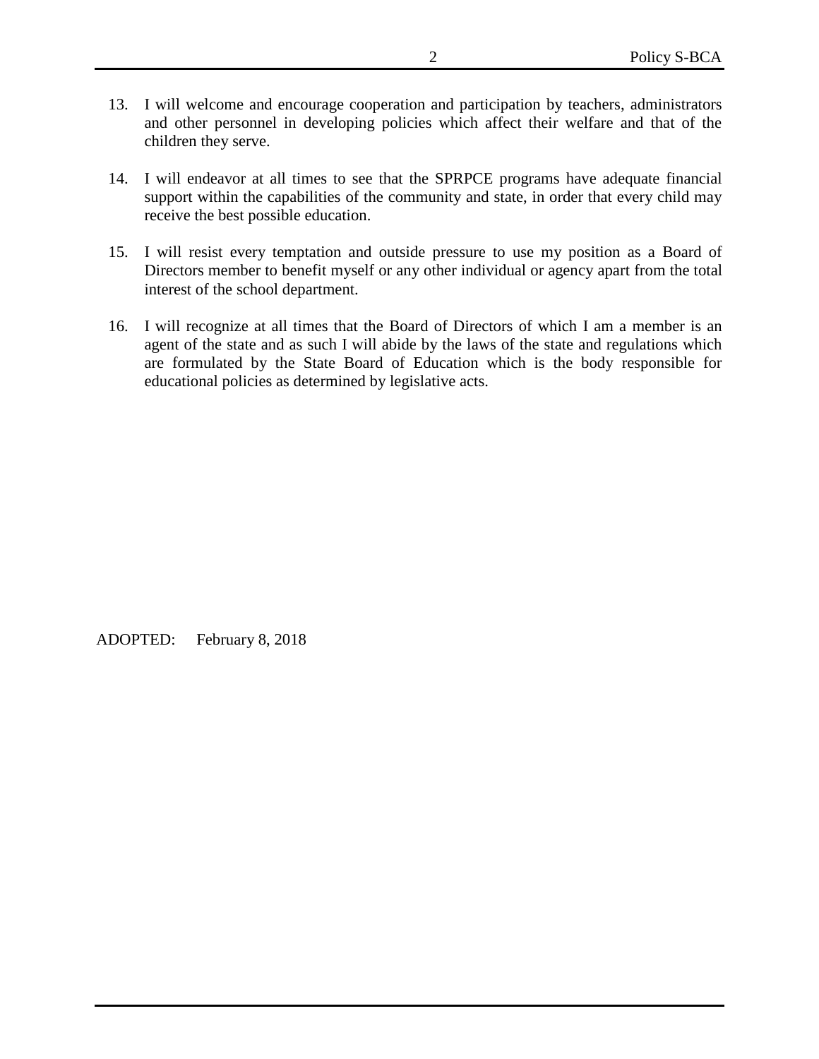13. I will welcome and encourage cooperation and participation by teachers, administrators and other personnel in developing policies which affect their welfare and that of the children they serve.

14. I will endeavor at all times to see that the SPRPCE programs have adequate financial support within the capabilities of the community and state, in order that every child may receive the best possible education.

15. I will resist every temptation and outside pressure to use my position as a Board of Directors member to benefit myself or any other individual or agency apart from the total interest of the school department.

16. I will recognize at all times that the Board of Directors of which I am a member is an agent of the state and as such I will abide by the laws of the state and regulations which are formulated by the State Board of Education which is the body responsible for educational policies as determined by legislative acts.

ADOPTED: February 8, 2018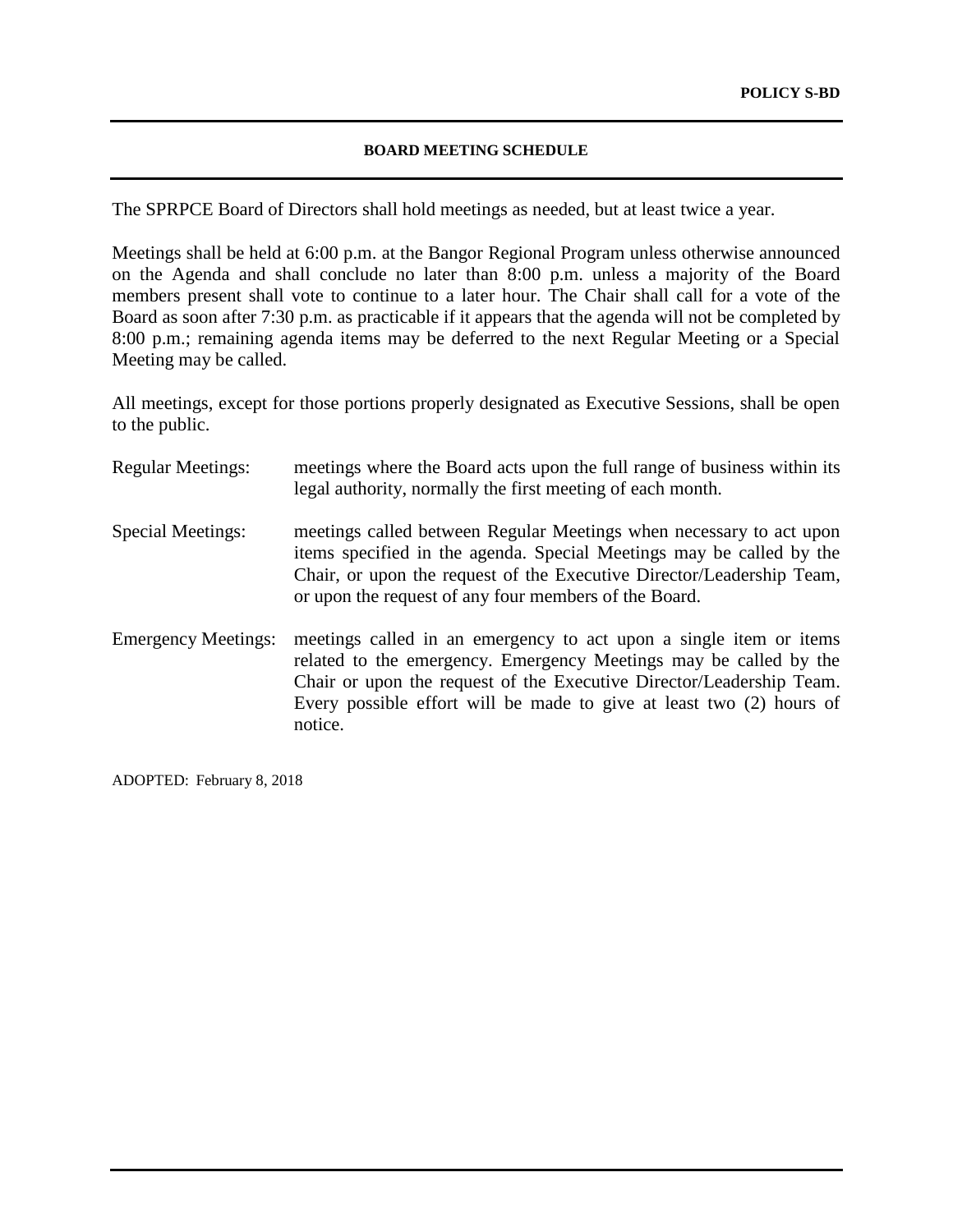**POLICY S-BD**

## BOARD MEETING SCHEDULE

The SPRPCE Board of Directors shall hold meetings as needed, but at least twice a year.

Meetings shall be held at 6:00 p.m. at the Bangor Regional Program unless otherwise announced on the Agenda and shall conclude no later than 8:00 p.m. unless a majority of the Board members present shall vote to continue to a later hour. The Chair shall call for a vote of the Board as soon after 7:30 p.m. as practicable if it appears that the agenda will not be completed by 8:00 p.m.; remaining agenda items may be deferred to the next Regular Meeting or a Special Meeting may be called.

All meetings, except for those portions properly designated as Executive Sessions, shall be open to the public.

Regular Meetings: meetings where the Board acts upon the full range of business within its legal authority, normally the first meeting of each month.

Special Meetings: meetings called between Regular Meetings when necessary to act upon items specified in the agenda. Special Meetings may be called by the Chair, or upon the request of the Executive Director/Leadership Team, or upon the request of any four members of the Board.

Emergency Meetings: meetings called in an emergency to act upon a single item or items related to the emergency. Emergency Meetings may be called by the Chair or upon the request of the Executive Director/Leadership Team. Every possible effort will be made to give at least two (2) hours of notice.

ADOPTED: February 8, 2018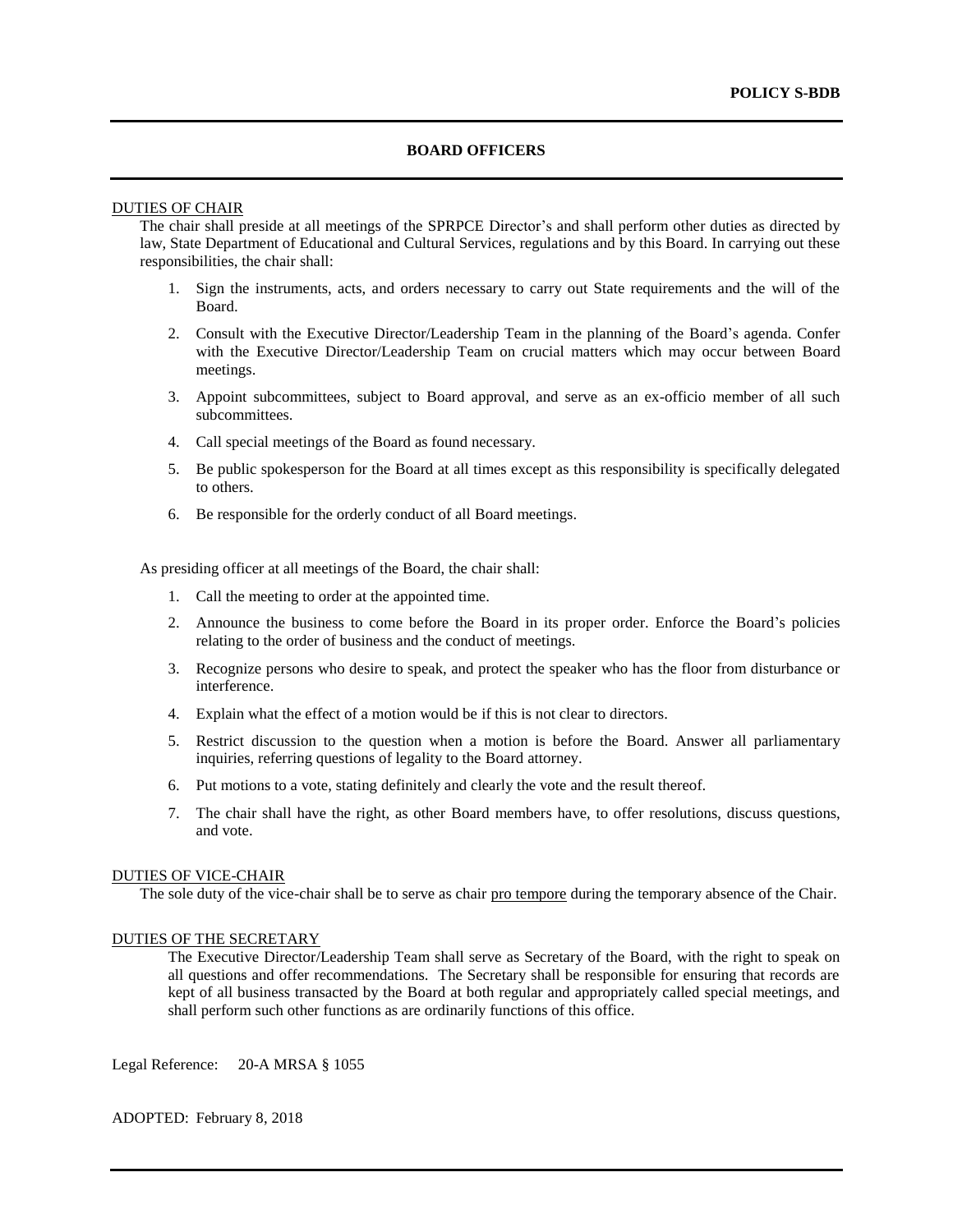**POLICY S-BDB**

## BOARD OFFICERS

### DUTIES OF CHAIR

The chair shall preside at all meetings of the SPRPCE Director's and shall perform other duties as directed by law, State Department of Educational and Cultural Services, regulations and by this Board. In carrying out these responsibilities, the chair shall:

1. Sign the instruments, acts, and orders necessary to carry out State requirements and the will of the Board.
2. Consult with the Executive Director/Leadership Team in the planning of the Board's agenda. Confer with the Executive Director/Leadership Team on crucial matters which may occur between Board meetings.
3. Appoint subcommittees, subject to Board approval, and serve as an ex-officio member of all such subcommittees.
4. Call special meetings of the Board as found necessary.
5. Be public spokesperson for the Board at all times except as this responsibility is specifically delegated to others.
6. Be responsible for the orderly conduct of all Board meetings.

As presiding officer at all meetings of the Board, the chair shall:

1. Call the meeting to order at the appointed time.
2. Announce the business to come before the Board in its proper order. Enforce the Board's policies relating to the order of business and the conduct of meetings.
3. Recognize persons who desire to speak, and protect the speaker who has the floor from disturbance or interference.
4. Explain what the effect of a motion would be if this is not clear to directors.
5. Restrict discussion to the question when a motion is before the Board. Answer all parliamentary inquiries, referring questions of legality to the Board attorney.
6. Put motions to a vote, stating definitely and clearly the vote and the result thereof.
7. The chair shall have the right, as other Board members have, to offer resolutions, discuss questions, and vote.

### DUTIES OF VICE-CHAIR

The sole duty of the vice-chair shall be to serve as chair pro tempore during the temporary absence of the Chair.

### DUTIES OF THE SECRETARY

The Executive Director/Leadership Team shall serve as Secretary of the Board, with the right to speak on all questions and offer recommendations. The Secretary shall be responsible for ensuring that records are kept of all business transacted by the Board at both regular and appropriately called special meetings, and shall perform such other functions as are ordinarily functions of this office.

Legal Reference: 20-A MRSA § 1055

ADOPTED: February 8, 2018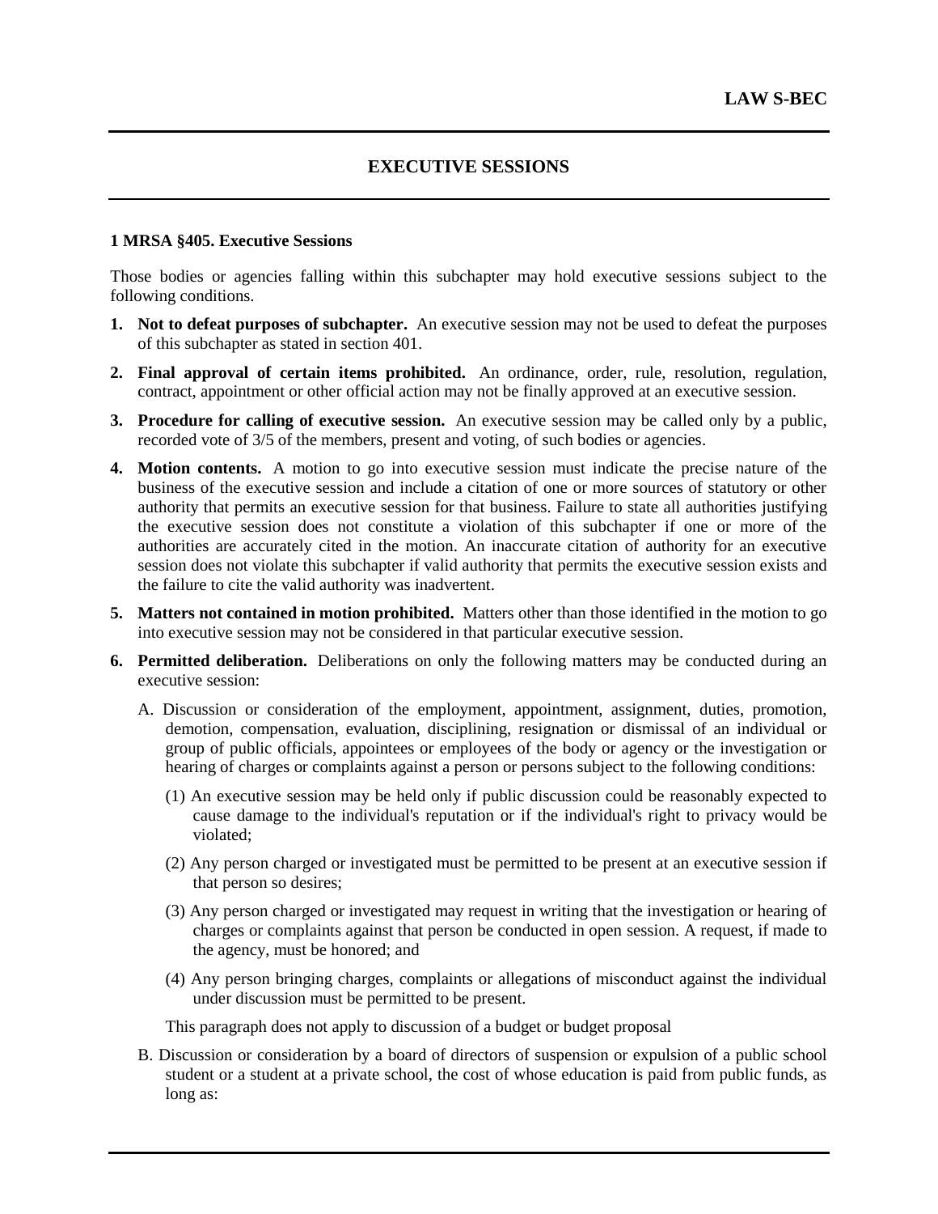# EXECUTIVE SESSIONS

**1 MRSA §405. Executive Sessions**

Those bodies or agencies falling within this subchapter may hold executive sessions subject to the following conditions.

1. **Not to defeat purposes of subchapter.** An executive session may not be used to defeat the purposes of this subchapter as stated in section 401.
2. **Final approval of certain items prohibited.** An ordinance, order, rule, resolution, regulation, contract, appointment or other official action may not be finally approved at an executive session.
3. **Procedure for calling of executive session.** An executive session may be called only by a public, recorded vote of 3/5 of the members, present and voting, of such bodies or agencies.
4. **Motion contents.** A motion to go into executive session must indicate the precise nature of the business of the executive session and include a citation of one or more sources of statutory or other authority that permits an executive session for that business. Failure to state all authorities justifying the executive session does not constitute a violation of this subchapter if one or more of the authorities are accurately cited in the motion. An inaccurate citation of authority for an executive session does not violate this subchapter if valid authority that permits the executive session exists and the failure to cite the valid authority was inadvertent.
5. **Matters not contained in motion prohibited.** Matters other than those identified in the motion to go into executive session may not be considered in that particular executive session.
6. **Permitted deliberation.** Deliberations on only the following matters may be conducted during an executive session:

   A. Discussion or consideration of the employment, appointment, assignment, duties, promotion, demotion, compensation, evaluation, disciplining, resignation or dismissal of an individual or group of public officials, appointees or employees of the body or agency or the investigation or hearing of charges or complaints against a person or persons subject to the following conditions:

   (1) An executive session may be held only if public discussion could be reasonably expected to cause damage to the individual's reputation or if the individual's right to privacy would be violated;

   (2) Any person charged or investigated must be permitted to be present at an executive session if that person so desires;

   (3) Any person charged or investigated may request in writing that the investigation or hearing of charges or complaints against that person be conducted in open session. A request, if made to the agency, must be honored; and

   (4) Any person bringing charges, complaints or allegations of misconduct against the individual under discussion must be permitted to be present.

   This paragraph does not apply to discussion of a budget or budget proposal

   B. Discussion or consideration by a board of directors of suspension or expulsion of a public school student or a student at a private school, the cost of whose education is paid from public funds, as long as: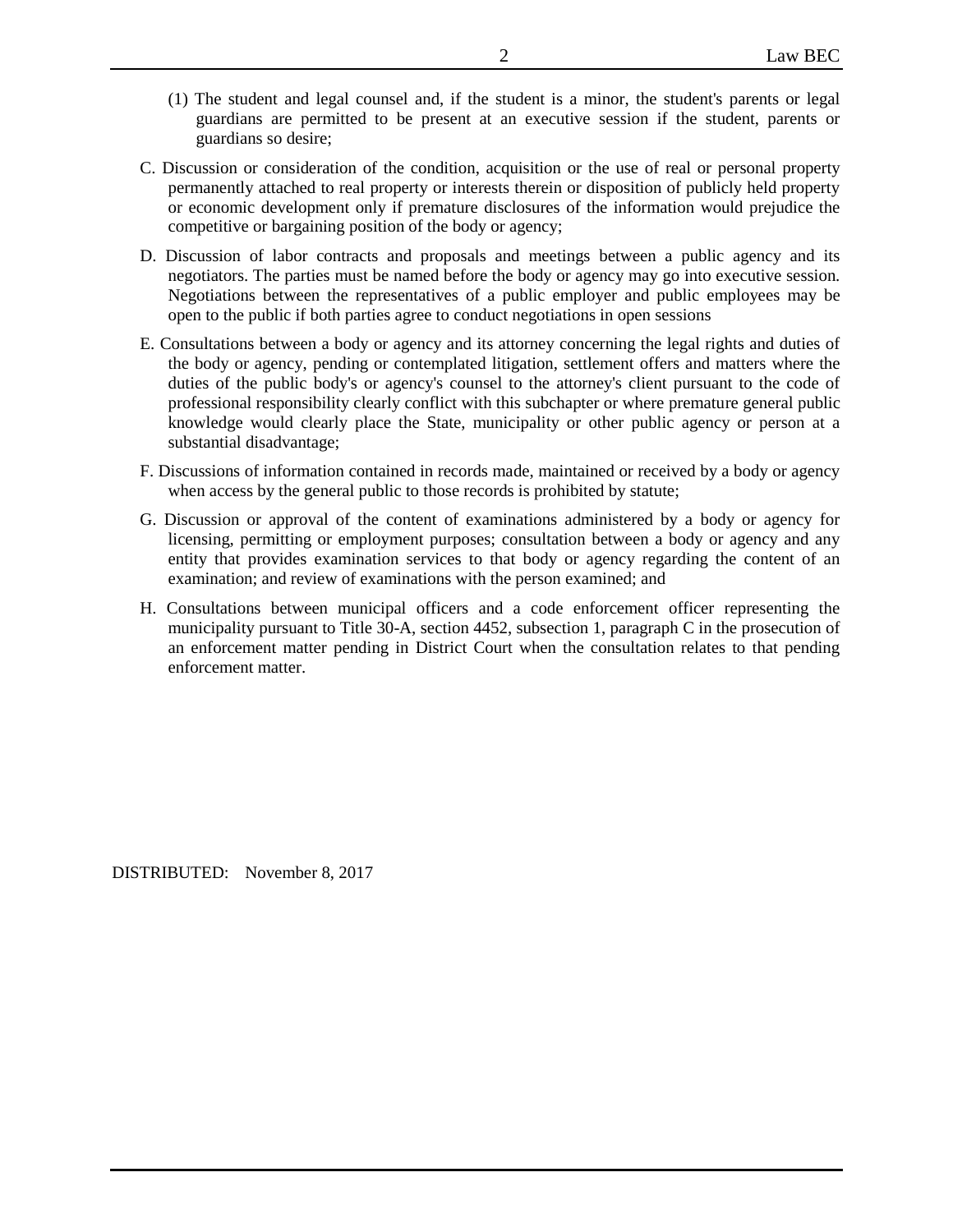(1) The student and legal counsel and, if the student is a minor, the student's parents or legal guardians are permitted to be present at an executive session if the student, parents or guardians so desire;

C. Discussion or consideration of the condition, acquisition or the use of real or personal property permanently attached to real property or interests therein or disposition of publicly held property or economic development only if premature disclosures of the information would prejudice the competitive or bargaining position of the body or agency;

D. Discussion of labor contracts and proposals and meetings between a public agency and its negotiators. The parties must be named before the body or agency may go into executive session. Negotiations between the representatives of a public employer and public employees may be open to the public if both parties agree to conduct negotiations in open sessions

E. Consultations between a body or agency and its attorney concerning the legal rights and duties of the body or agency, pending or contemplated litigation, settlement offers and matters where the duties of the public body's or agency's counsel to the attorney's client pursuant to the code of professional responsibility clearly conflict with this subchapter or where premature general public knowledge would clearly place the State, municipality or other public agency or person at a substantial disadvantage;

F. Discussions of information contained in records made, maintained or received by a body or agency when access by the general public to those records is prohibited by statute;

G. Discussion or approval of the content of examinations administered by a body or agency for licensing, permitting or employment purposes; consultation between a body or agency and any entity that provides examination services to that body or agency regarding the content of an examination; and review of examinations with the person examined; and

H. Consultations between municipal officers and a code enforcement officer representing the municipality pursuant to Title 30-A, section 4452, subsection 1, paragraph C in the prosecution of an enforcement matter pending in District Court when the consultation relates to that pending enforcement matter.

DISTRIBUTED: November 8, 2017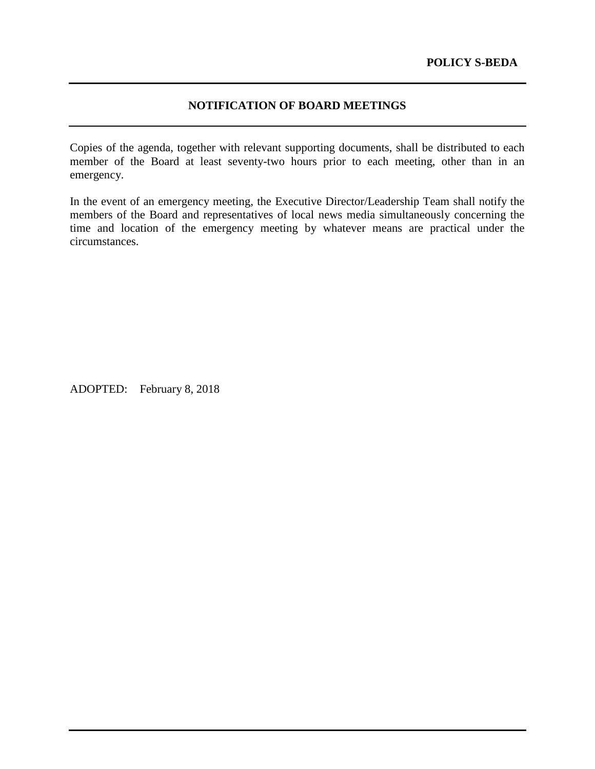**POLICY S-BEDA**

## NOTIFICATION OF BOARD MEETINGS

Copies of the agenda, together with relevant supporting documents, shall be distributed to each member of the Board at least seventy-two hours prior to each meeting, other than in an emergency.

In the event of an emergency meeting, the Executive Director/Leadership Team shall notify the members of the Board and representatives of local news media simultaneously concerning the time and location of the emergency meeting by whatever means are practical under the circumstances.

ADOPTED: February 8, 2018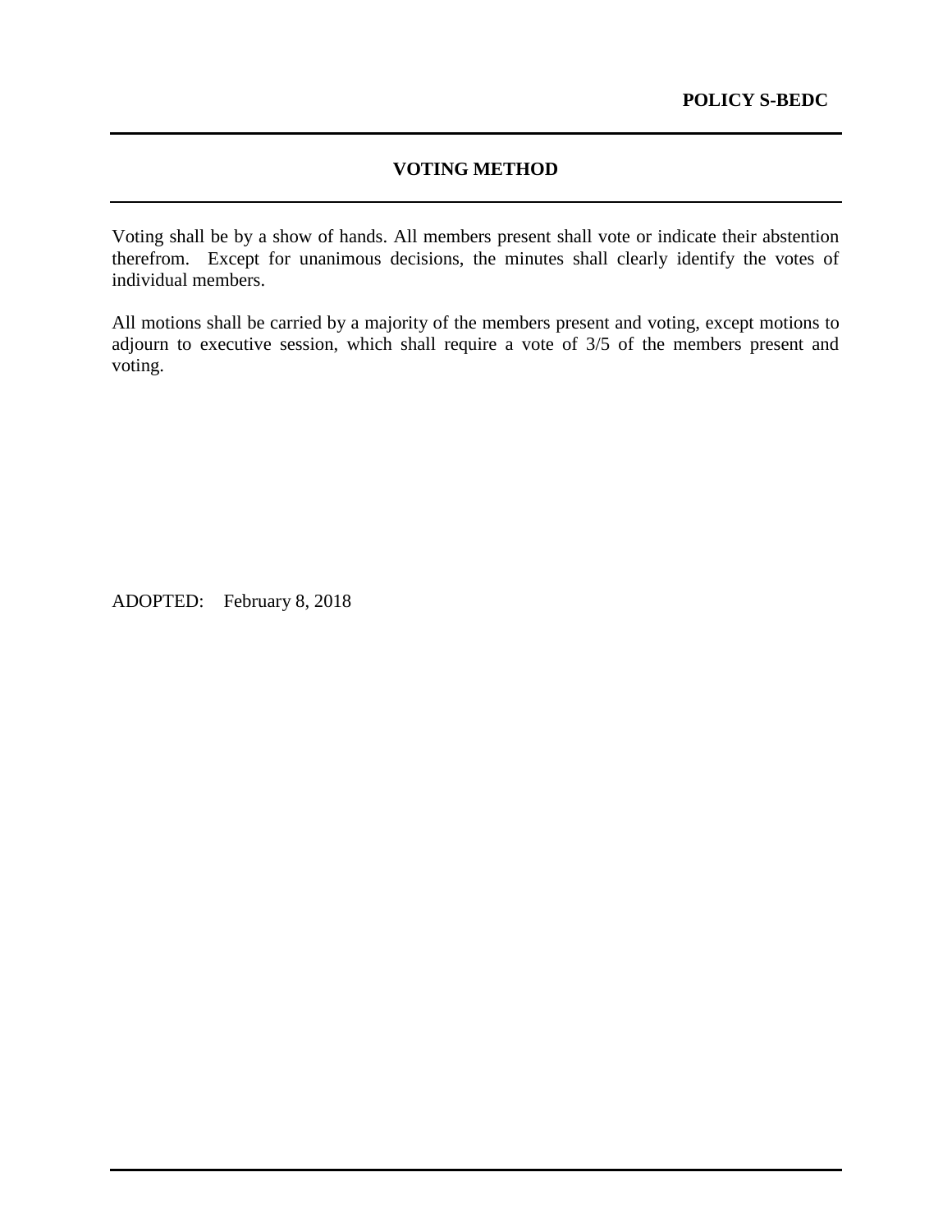**POLICY S-BEDC**

## VOTING METHOD

Voting shall be by a show of hands. All members present shall vote or indicate their abstention therefrom. Except for unanimous decisions, the minutes shall clearly identify the votes of individual members.

All motions shall be carried by a majority of the members present and voting, except motions to adjourn to executive session, which shall require a vote of 3/5 of the members present and voting.

ADOPTED: February 8, 2018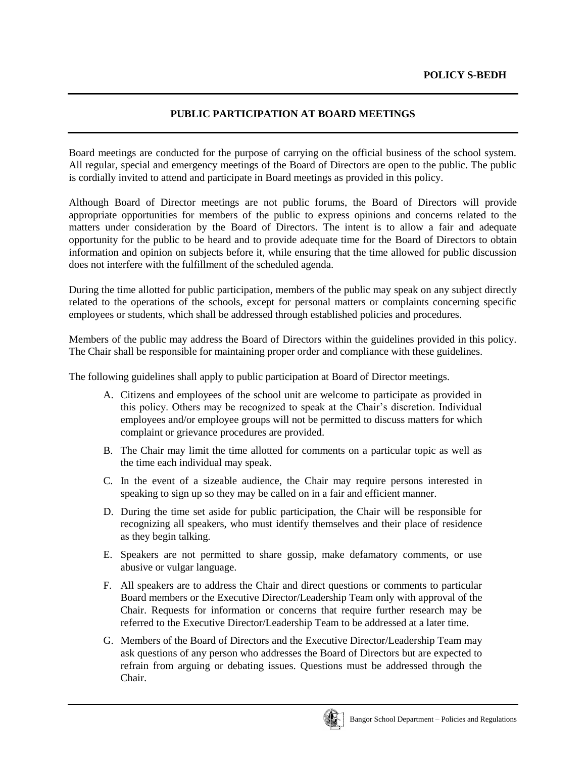**POLICY S-BEDH**

## PUBLIC PARTICIPATION AT BOARD MEETINGS

Board meetings are conducted for the purpose of carrying on the official business of the school system. All regular, special and emergency meetings of the Board of Directors are open to the public. The public is cordially invited to attend and participate in Board meetings as provided in this policy.

Although Board of Director meetings are not public forums, the Board of Directors will provide appropriate opportunities for members of the public to express opinions and concerns related to the matters under consideration by the Board of Directors. The intent is to allow a fair and adequate opportunity for the public to be heard and to provide adequate time for the Board of Directors to obtain information and opinion on subjects before it, while ensuring that the time allowed for public discussion does not interfere with the fulfillment of the scheduled agenda.

During the time allotted for public participation, members of the public may speak on any subject directly related to the operations of the schools, except for personal matters or complaints concerning specific employees or students, which shall be addressed through established policies and procedures.

Members of the public may address the Board of Directors within the guidelines provided in this policy. The Chair shall be responsible for maintaining proper order and compliance with these guidelines.

The following guidelines shall apply to public participation at Board of Director meetings.

A. Citizens and employees of the school unit are welcome to participate as provided in this policy. Others may be recognized to speak at the Chair's discretion. Individual employees and/or employee groups will not be permitted to discuss matters for which complaint or grievance procedures are provided.

B. The Chair may limit the time allotted for comments on a particular topic as well as the time each individual may speak.

C. In the event of a sizeable audience, the Chair may require persons interested in speaking to sign up so they may be called on in a fair and efficient manner.

D. During the time set aside for public participation, the Chair will be responsible for recognizing all speakers, who must identify themselves and their place of residence as they begin talking.

E. Speakers are not permitted to share gossip, make defamatory comments, or use abusive or vulgar language.

F. All speakers are to address the Chair and direct questions or comments to particular Board members or the Executive Director/Leadership Team only with approval of the Chair. Requests for information or concerns that require further research may be referred to the Executive Director/Leadership Team to be addressed at a later time.

G. Members of the Board of Directors and the Executive Director/Leadership Team may ask questions of any person who addresses the Board of Directors but are expected to refrain from arguing or debating issues. Questions must be addressed through the Chair.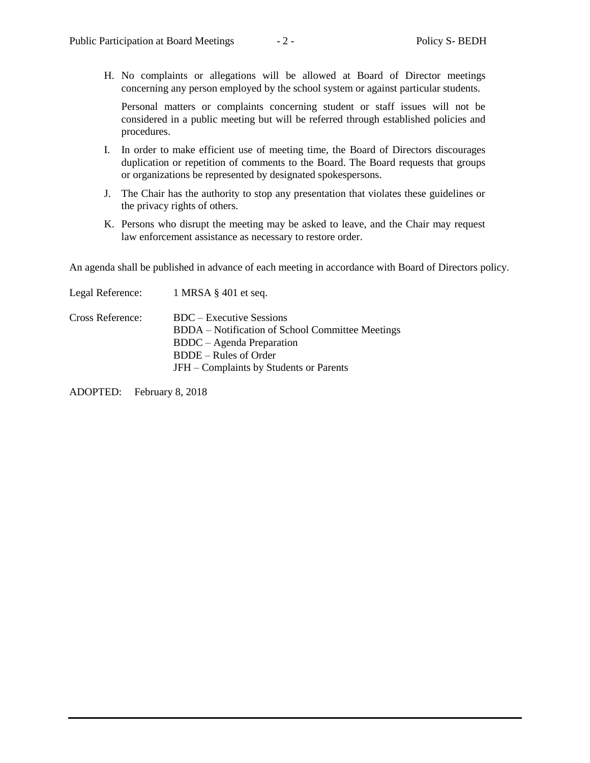H. No complaints or allegations will be allowed at Board of Director meetings concerning any person employed by the school system or against particular students.

   Personal matters or complaints concerning student or staff issues will not be considered in a public meeting but will be referred through established policies and procedures.

I. In order to make efficient use of meeting time, the Board of Directors discourages duplication or repetition of comments to the Board. The Board requests that groups or organizations be represented by designated spokespersons.

J. The Chair has the authority to stop any presentation that violates these guidelines or the privacy rights of others.

K. Persons who disrupt the meeting may be asked to leave, and the Chair may request law enforcement assistance as necessary to restore order.

An agenda shall be published in advance of each meeting in accordance with Board of Directors policy.

Legal Reference: 1 MRSA § 401 et seq.

Cross Reference: BDC – Executive Sessions
BDDA – Notification of School Committee Meetings
BDDC – Agenda Preparation
BDDE – Rules of Order
JFH – Complaints by Students or Parents

ADOPTED: February 8, 2018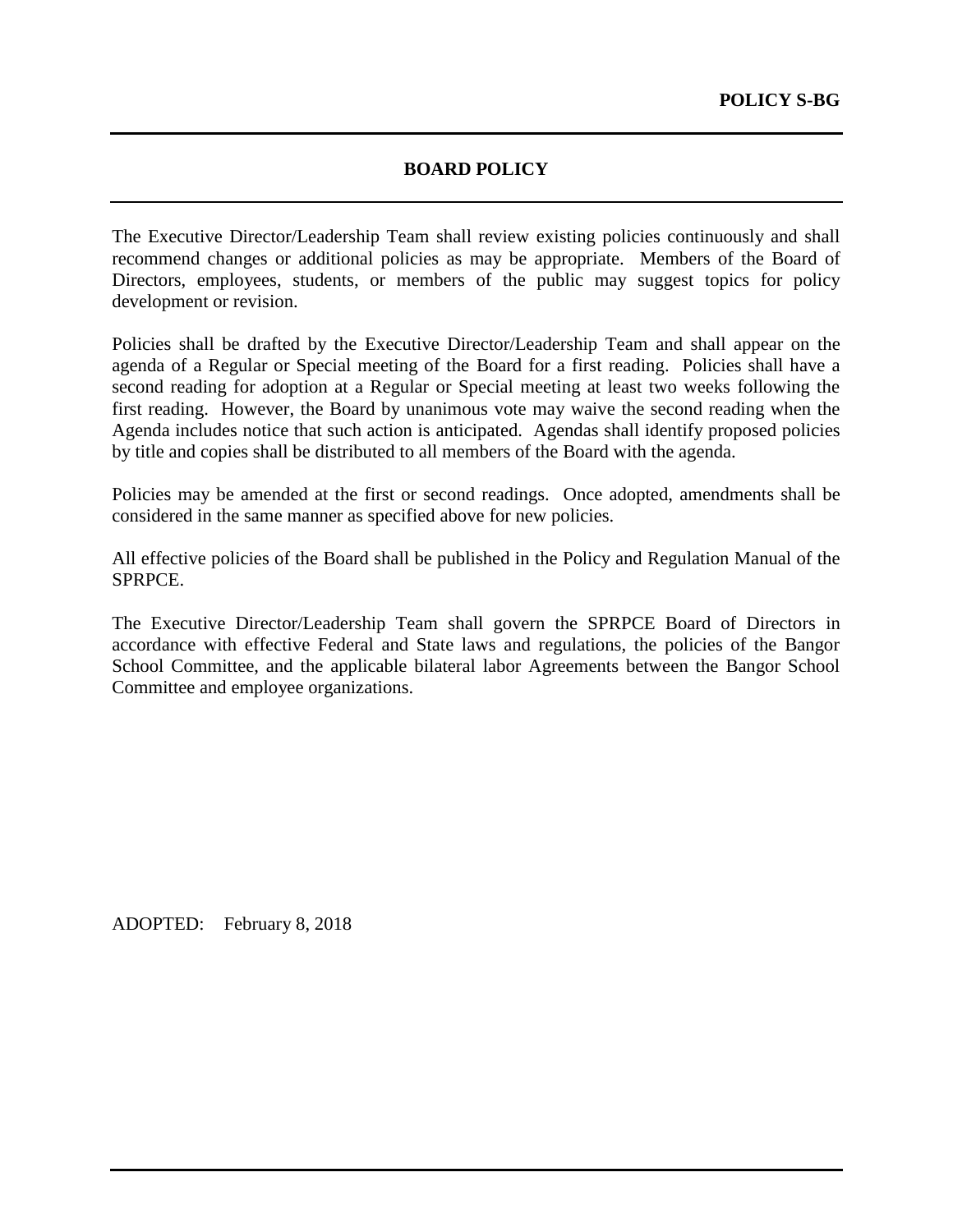**POLICY S-BG**

# BOARD POLICY

The Executive Director/Leadership Team shall review existing policies continuously and shall recommend changes or additional policies as may be appropriate. Members of the Board of Directors, employees, students, or members of the public may suggest topics for policy development or revision.

Policies shall be drafted by the Executive Director/Leadership Team and shall appear on the agenda of a Regular or Special meeting of the Board for a first reading. Policies shall have a second reading for adoption at a Regular or Special meeting at least two weeks following the first reading. However, the Board by unanimous vote may waive the second reading when the Agenda includes notice that such action is anticipated. Agendas shall identify proposed policies by title and copies shall be distributed to all members of the Board with the agenda.

Policies may be amended at the first or second readings. Once adopted, amendments shall be considered in the same manner as specified above for new policies.

All effective policies of the Board shall be published in the Policy and Regulation Manual of the SPRPCE.

The Executive Director/Leadership Team shall govern the SPRPCE Board of Directors in accordance with effective Federal and State laws and regulations, the policies of the Bangor School Committee, and the applicable bilateral labor Agreements between the Bangor School Committee and employee organizations.

ADOPTED: February 8, 2018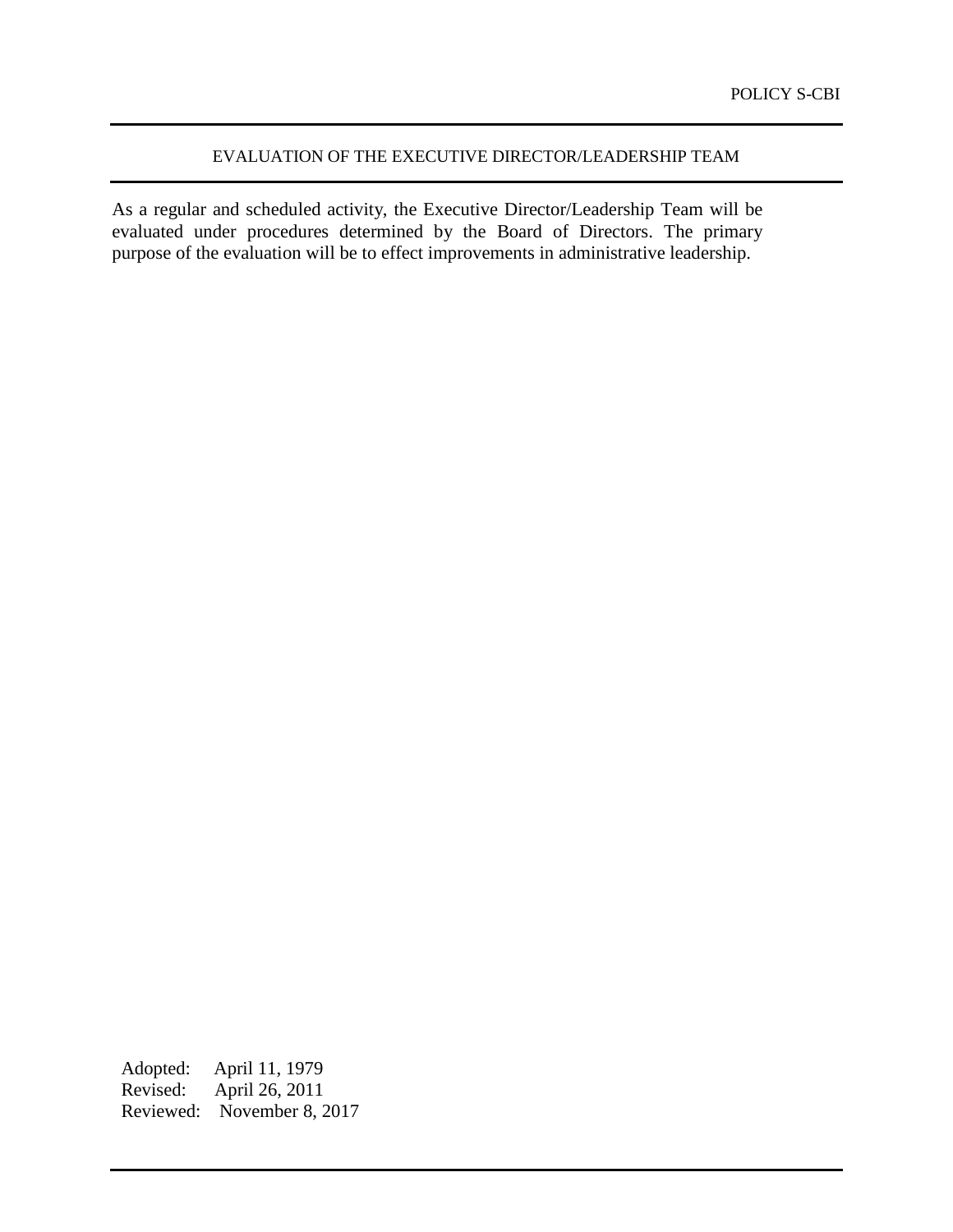POLICY S-CBI

## EVALUATION OF THE EXECUTIVE DIRECTOR/LEADERSHIP TEAM

As a regular and scheduled activity, the Executive Director/Leadership Team will be evaluated under procedures determined by the Board of Directors. The primary purpose of the evaluation will be to effect improvements in administrative leadership.

Adopted: April 11, 1979
Revised: April 26, 2011
Reviewed: November 8, 2017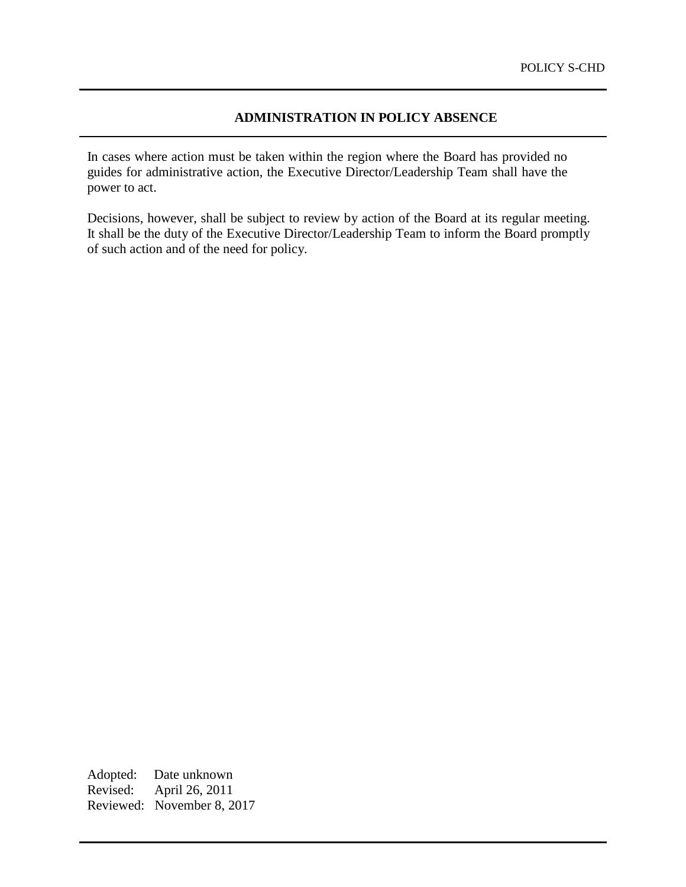POLICY S-CHD

## ADMINISTRATION IN POLICY ABSENCE

In cases where action must be taken within the region where the Board has provided no guides for administrative action, the Executive Director/Leadership Team shall have the power to act.

Decisions, however, shall be subject to review by action of the Board at its regular meeting. It shall be the duty of the Executive Director/Leadership Team to inform the Board promptly of such action and of the need for policy.

Adopted: Date unknown
Revised: April 26, 2011
Reviewed: November 8, 2017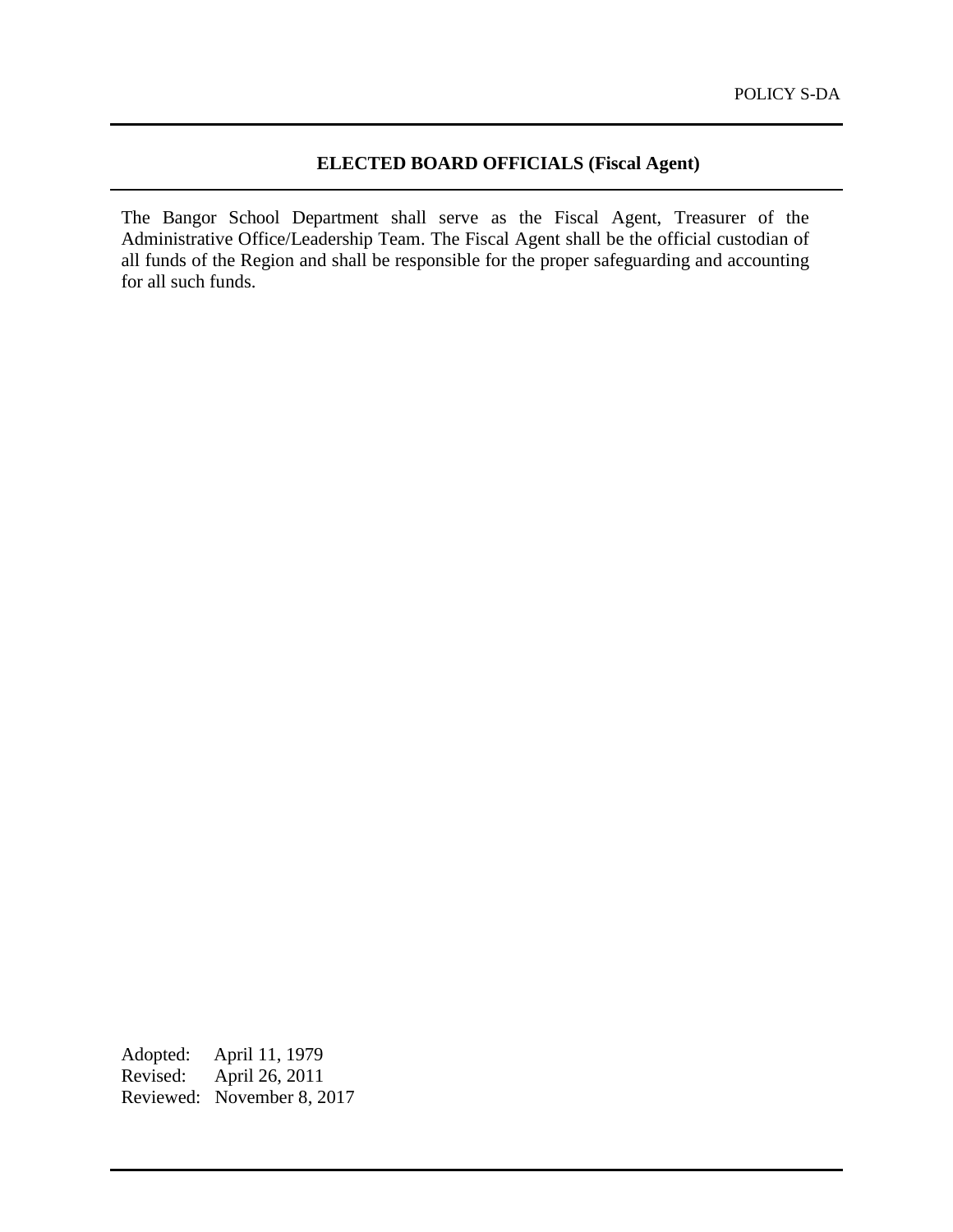POLICY S-DA

## ELECTED BOARD OFFICIALS (Fiscal Agent)

The Bangor School Department shall serve as the Fiscal Agent, Treasurer of the Administrative Office/Leadership Team. The Fiscal Agent shall be the official custodian of all funds of the Region and shall be responsible for the proper safeguarding and accounting for all such funds.

Adopted: April 11, 1979
Revised: April 26, 2011
Reviewed: November 8, 2017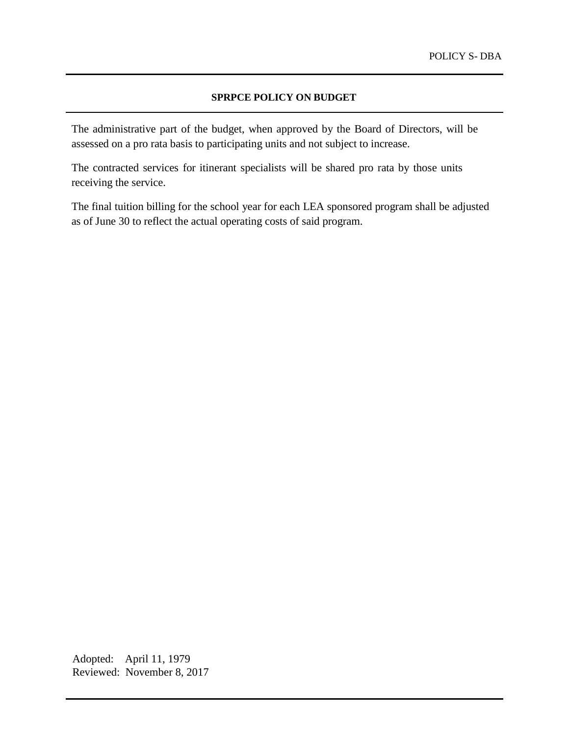POLICY S- DBA

## SPRPCE POLICY ON BUDGET

The administrative part of the budget, when approved by the Board of Directors, will be assessed on a pro rata basis to participating units and not subject to increase.

The contracted services for itinerant specialists will be shared pro rata by those units receiving the service.

The final tuition billing for the school year for each LEA sponsored program shall be adjusted as of June 30 to reflect the actual operating costs of said program.

Adopted: April 11, 1979
Reviewed: November 8, 2017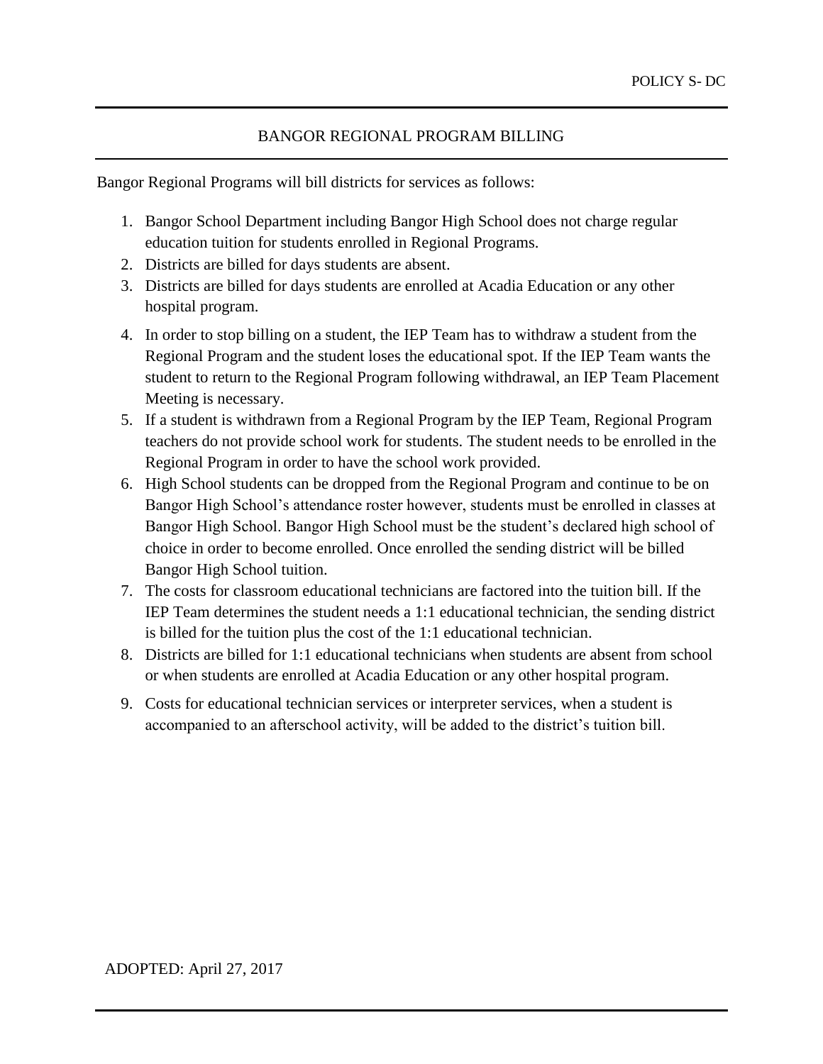POLICY S- DC

# BANGOR REGIONAL PROGRAM BILLING

Bangor Regional Programs will bill districts for services as follows:

1. Bangor School Department including Bangor High School does not charge regular education tuition for students enrolled in Regional Programs.
2. Districts are billed for days students are absent.
3. Districts are billed for days students are enrolled at Acadia Education or any other hospital program.
4. In order to stop billing on a student, the IEP Team has to withdraw a student from the Regional Program and the student loses the educational spot. If the IEP Team wants the student to return to the Regional Program following withdrawal, an IEP Team Placement Meeting is necessary.
5. If a student is withdrawn from a Regional Program by the IEP Team, Regional Program teachers do not provide school work for students. The student needs to be enrolled in the Regional Program in order to have the school work provided.
6. High School students can be dropped from the Regional Program and continue to be on Bangor High School's attendance roster however, students must be enrolled in classes at Bangor High School. Bangor High School must be the student's declared high school of choice in order to become enrolled. Once enrolled the sending district will be billed Bangor High School tuition.
7. The costs for classroom educational technicians are factored into the tuition bill. If the IEP Team determines the student needs a 1:1 educational technician, the sending district is billed for the tuition plus the cost of the 1:1 educational technician.
8. Districts are billed for 1:1 educational technicians when students are absent from school or when students are enrolled at Acadia Education or any other hospital program.
9. Costs for educational technician services or interpreter services, when a student is accompanied to an afterschool activity, will be added to the district's tuition bill.

ADOPTED: April 27, 2017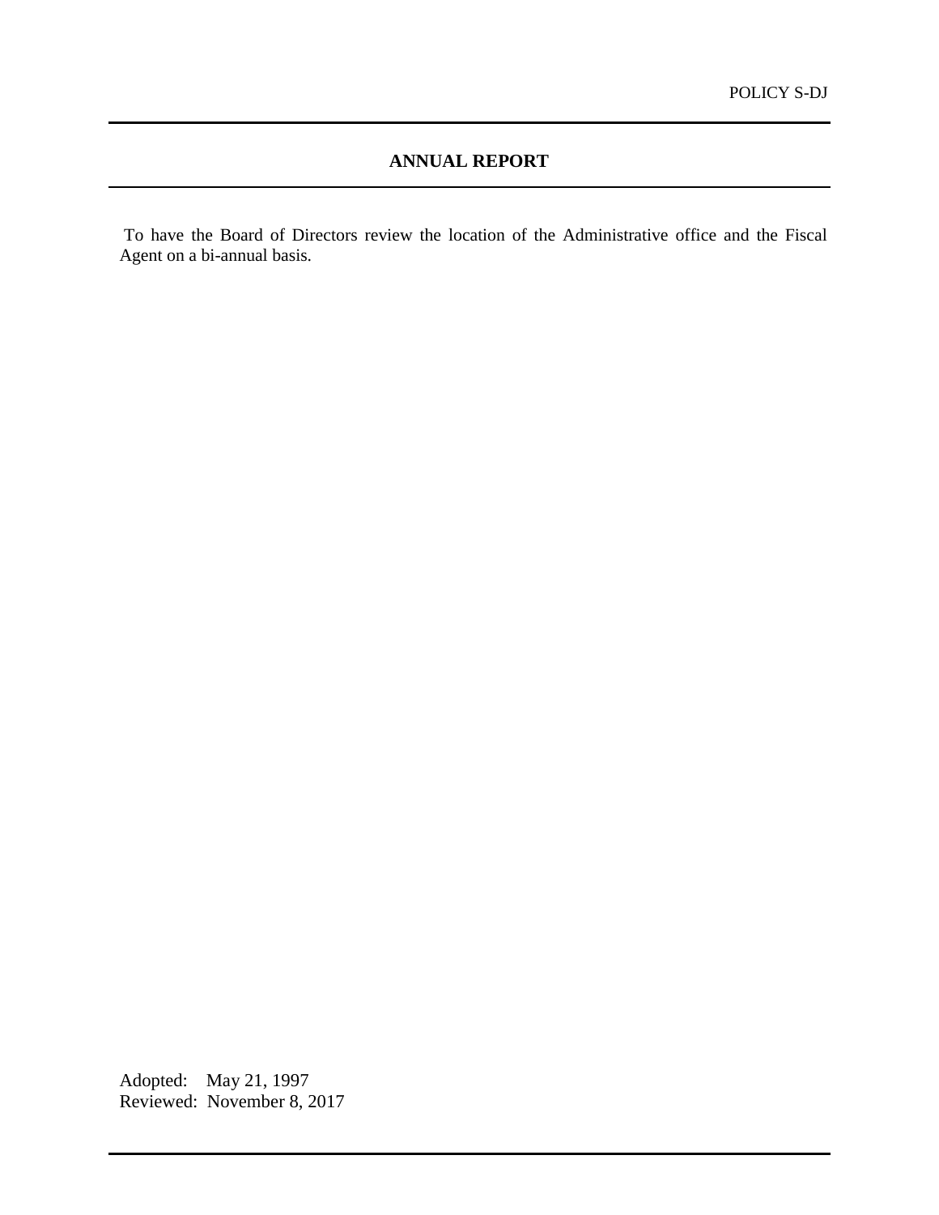POLICY S-DJ

## ANNUAL REPORT

To have the Board of Directors review the location of the Administrative office and the Fiscal Agent on a bi-annual basis.

Adopted: May 21, 1997
Reviewed: November 8, 2017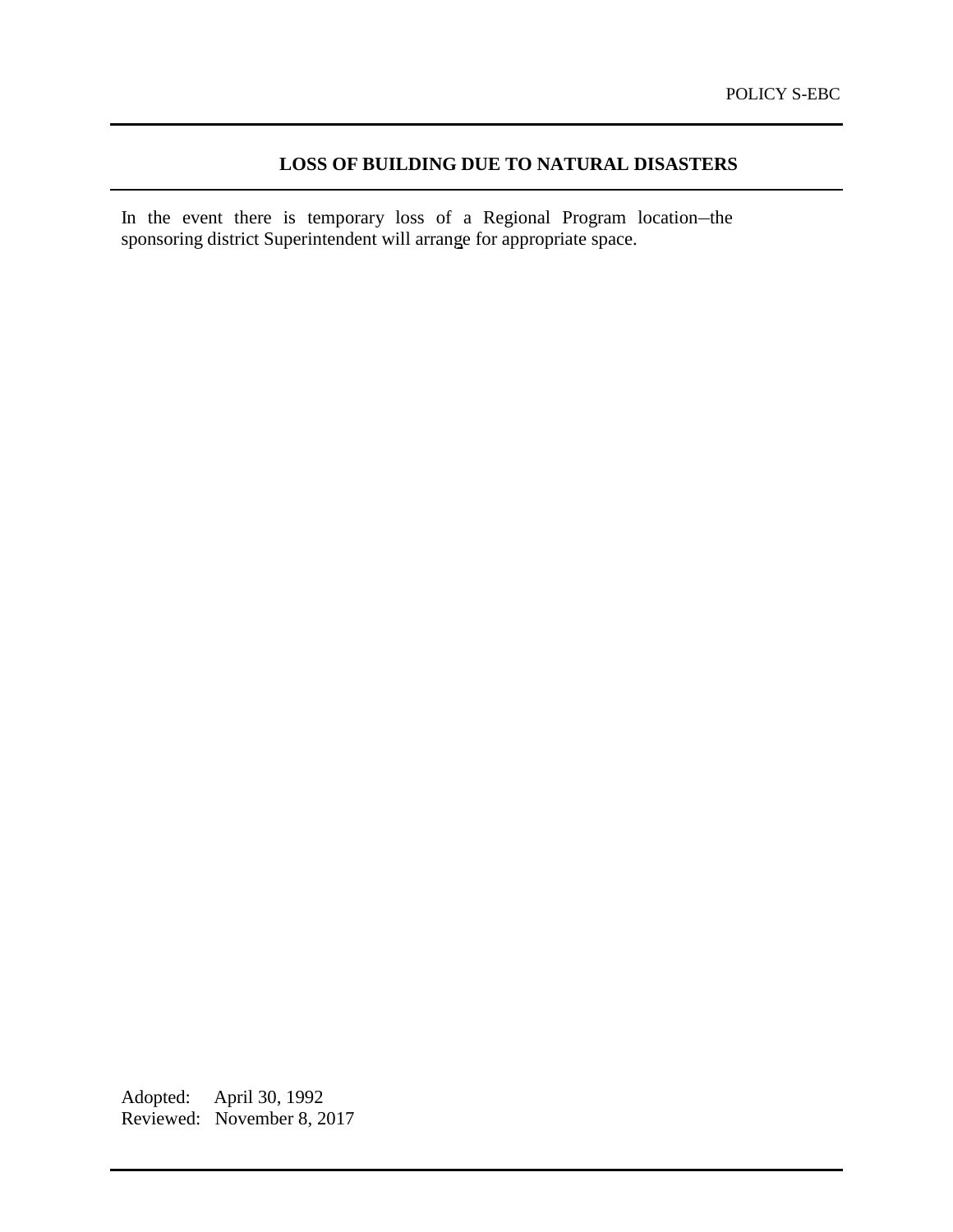POLICY S-EBC

## LOSS OF BUILDING DUE TO NATURAL DISASTERS

In the event there is temporary loss of a Regional Program location–the sponsoring district Superintendent will arrange for appropriate space.

Adopted: April 30, 1992
Reviewed: November 8, 2017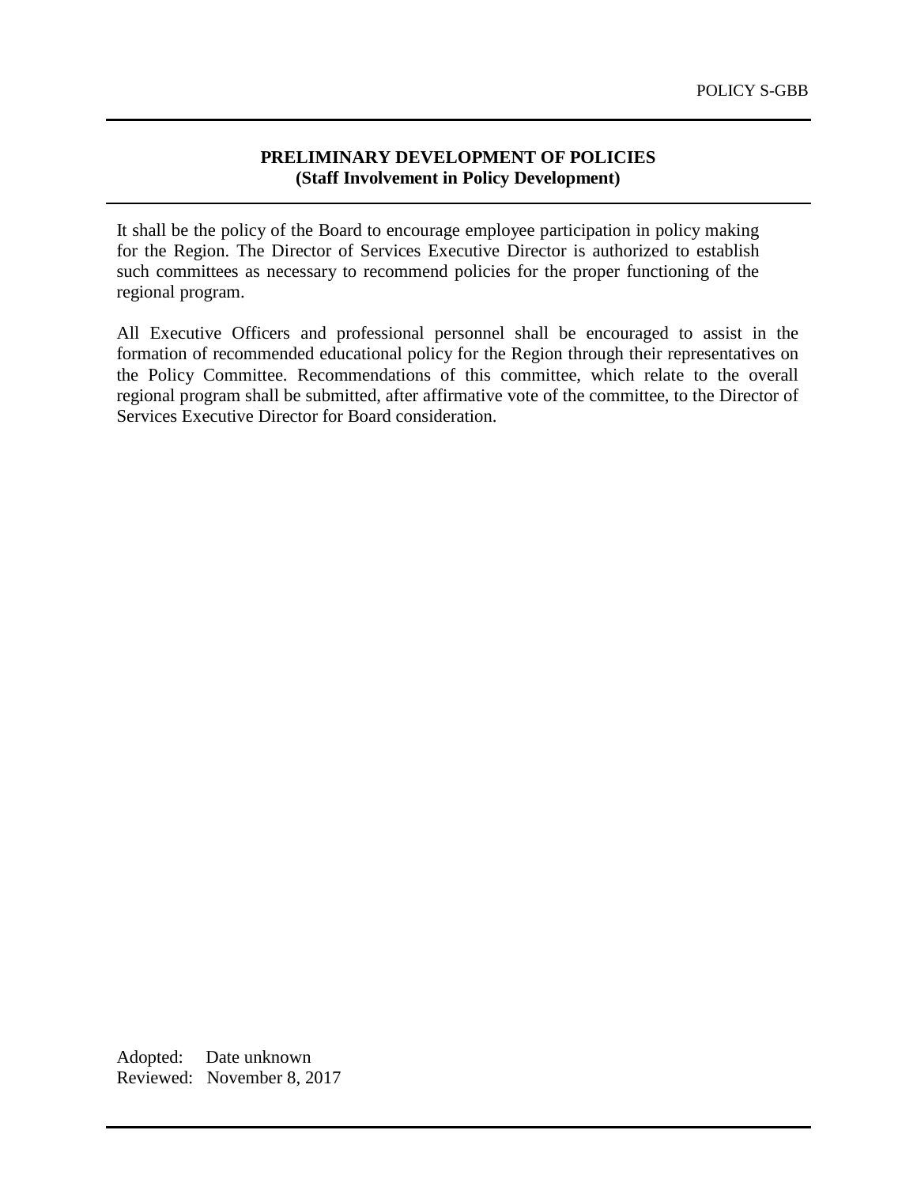POLICY S-GBB

## PRELIMINARY DEVELOPMENT OF POLICIES
### (Staff Involvement in Policy Development)

It shall be the policy of the Board to encourage employee participation in policy making for the Region. The Director of Services Executive Director is authorized to establish such committees as necessary to recommend policies for the proper functioning of the regional program.

All Executive Officers and professional personnel shall be encouraged to assist in the formation of recommended educational policy for the Region through their representatives on the Policy Committee. Recommendations of this committee, which relate to the overall regional program shall be submitted, after affirmative vote of the committee, to the Director of Services Executive Director for Board consideration.

Adopted: Date unknown
Reviewed: November 8, 2017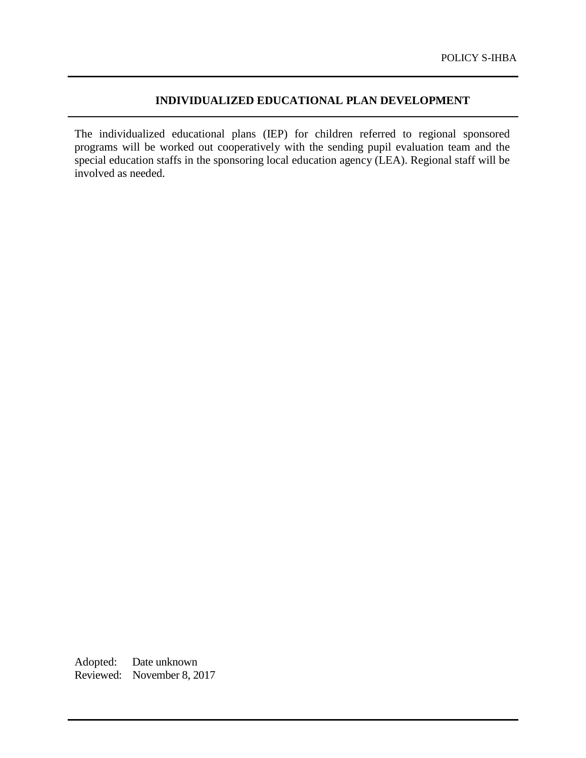POLICY S-IHBA

## INDIVIDUALIZED EDUCATIONAL PLAN DEVELOPMENT

The individualized educational plans (IEP) for children referred to regional sponsored programs will be worked out cooperatively with the sending pupil evaluation team and the special education staffs in the sponsoring local education agency (LEA). Regional staff will be involved as needed.

Adopted: Date unknown
Reviewed: November 8, 2017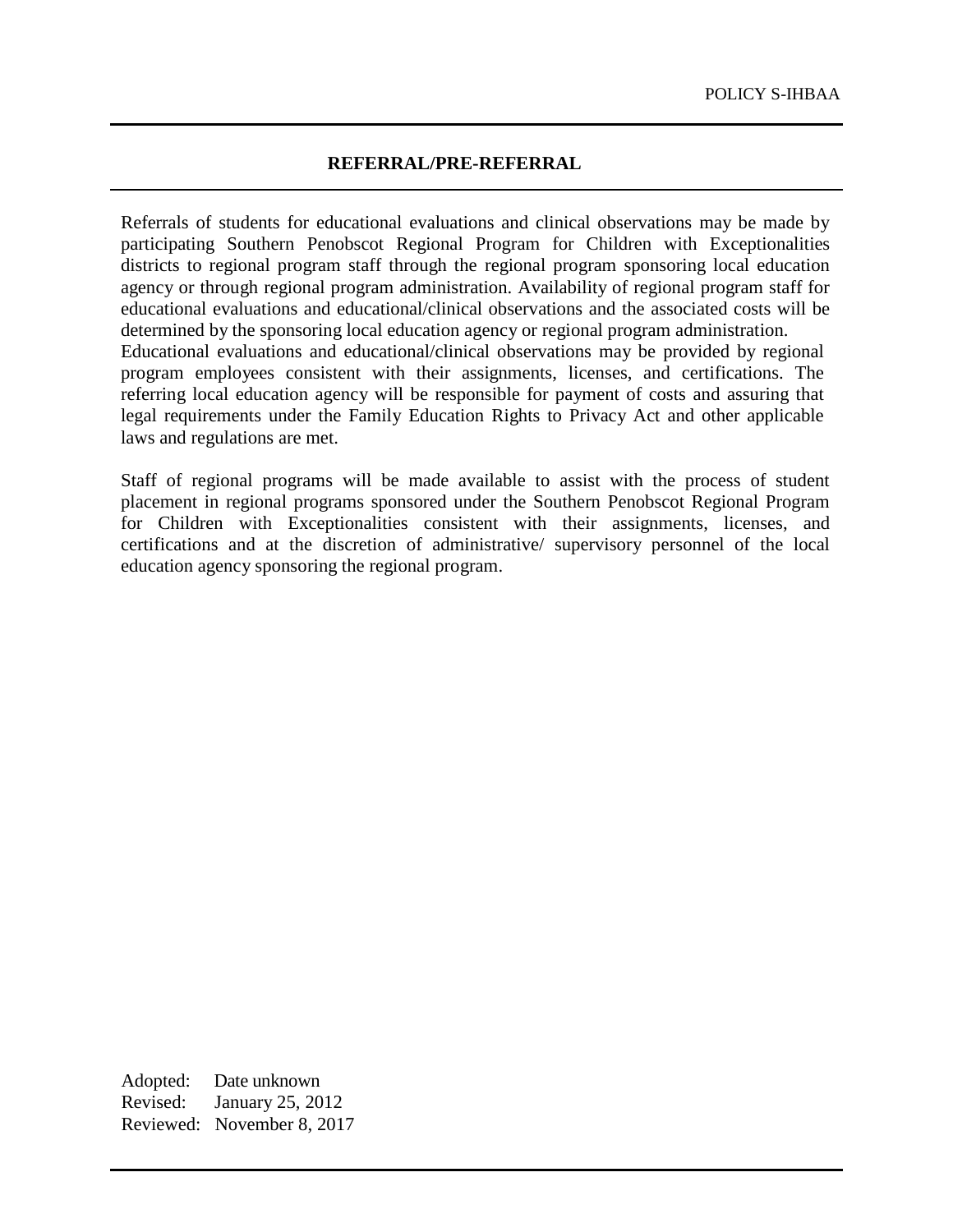POLICY S-IHBAA

## REFERRAL/PRE-REFERRAL

Referrals of students for educational evaluations and clinical observations may be made by participating Southern Penobscot Regional Program for Children with Exceptionalities districts to regional program staff through the regional program sponsoring local education agency or through regional program administration. Availability of regional program staff for educational evaluations and educational/clinical observations and the associated costs will be determined by the sponsoring local education agency or regional program administration. Educational evaluations and educational/clinical observations may be provided by regional program employees consistent with their assignments, licenses, and certifications. The referring local education agency will be responsible for payment of costs and assuring that legal requirements under the Family Education Rights to Privacy Act and other applicable laws and regulations are met.

Staff of regional programs will be made available to assist with the process of student placement in regional programs sponsored under the Southern Penobscot Regional Program for Children with Exceptionalities consistent with their assignments, licenses, and certifications and at the discretion of administrative/ supervisory personnel of the local education agency sponsoring the regional program.

Adopted: Date unknown
Revised: January 25, 2012
Reviewed: November 8, 2017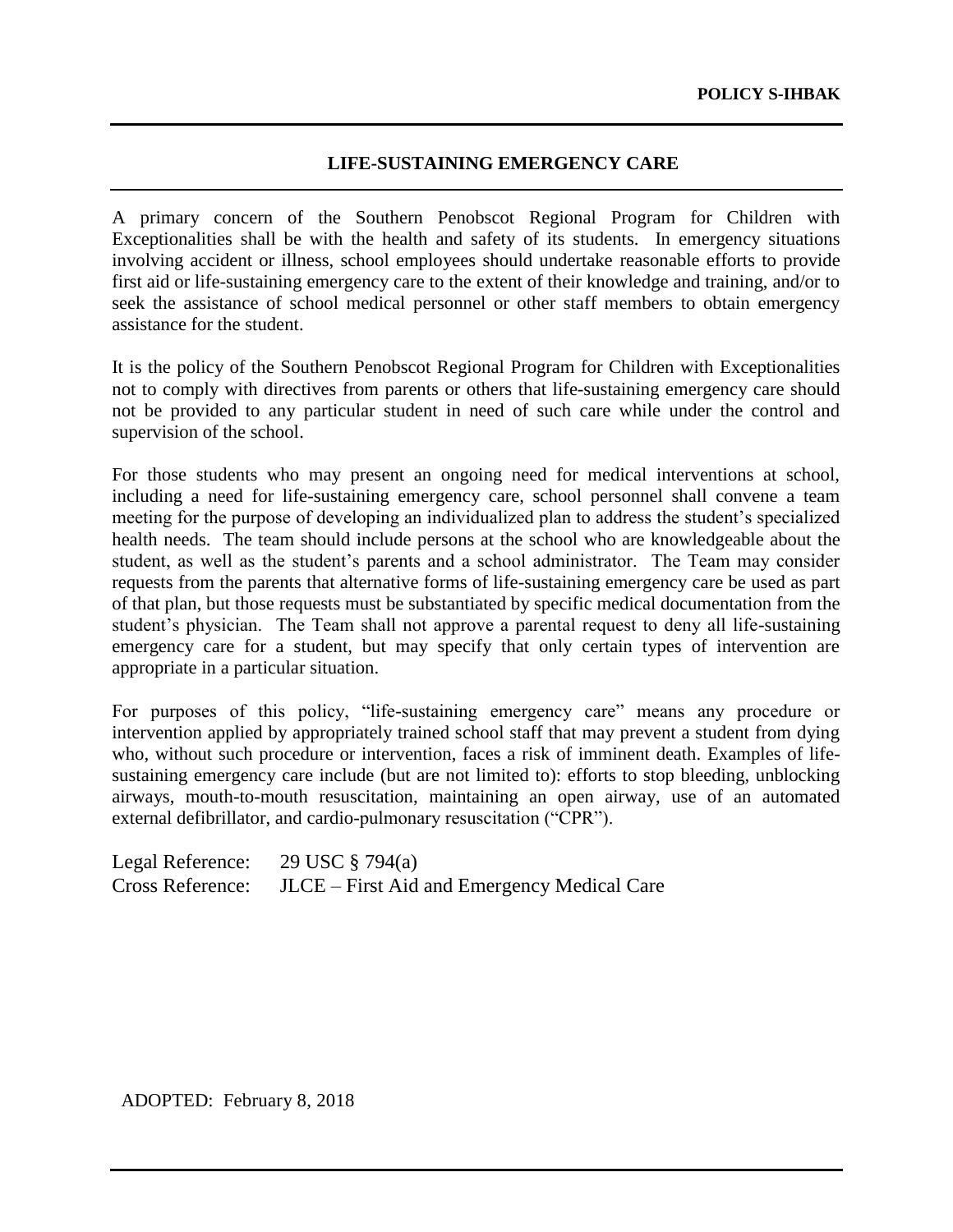**POLICY S-IHBAK**

# LIFE-SUSTAINING EMERGENCY CARE

A primary concern of the Southern Penobscot Regional Program for Children with Exceptionalities shall be with the health and safety of its students. In emergency situations involving accident or illness, school employees should undertake reasonable efforts to provide first aid or life-sustaining emergency care to the extent of their knowledge and training, and/or to seek the assistance of school medical personnel or other staff members to obtain emergency assistance for the student.

It is the policy of the Southern Penobscot Regional Program for Children with Exceptionalities not to comply with directives from parents or others that life-sustaining emergency care should not be provided to any particular student in need of such care while under the control and supervision of the school.

For those students who may present an ongoing need for medical interventions at school, including a need for life-sustaining emergency care, school personnel shall convene a team meeting for the purpose of developing an individualized plan to address the student's specialized health needs. The team should include persons at the school who are knowledgeable about the student, as well as the student's parents and a school administrator. The Team may consider requests from the parents that alternative forms of life-sustaining emergency care be used as part of that plan, but those requests must be substantiated by specific medical documentation from the student's physician. The Team shall not approve a parental request to deny all life-sustaining emergency care for a student, but may specify that only certain types of intervention are appropriate in a particular situation.

For purposes of this policy, "life-sustaining emergency care" means any procedure or intervention applied by appropriately trained school staff that may prevent a student from dying who, without such procedure or intervention, faces a risk of imminent death. Examples of life-sustaining emergency care include (but are not limited to): efforts to stop bleeding, unblocking airways, mouth-to-mouth resuscitation, maintaining an open airway, use of an automated external defibrillator, and cardio-pulmonary resuscitation ("CPR").

Legal Reference: 29 USC § 794(a)
Cross Reference: JLCE – First Aid and Emergency Medical Care

ADOPTED: February 8, 2018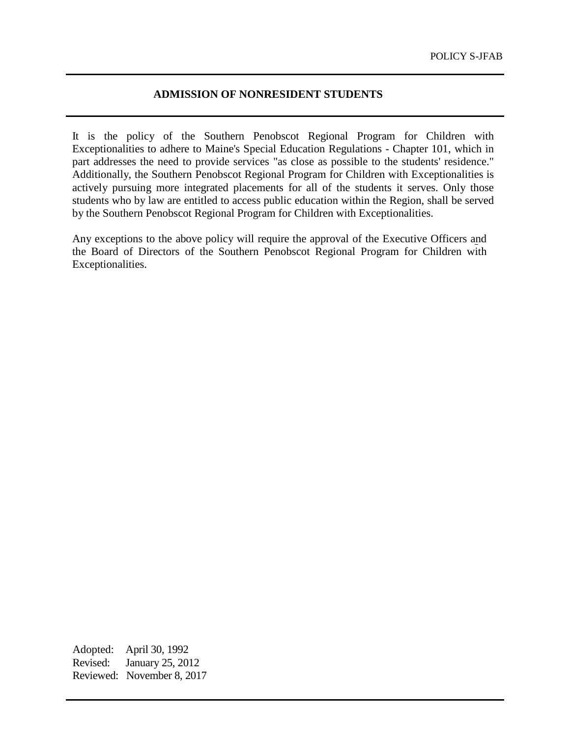POLICY S-JFAB

## ADMISSION OF NONRESIDENT STUDENTS

It is the policy of the Southern Penobscot Regional Program for Children with Exceptionalities to adhere to Maine's Special Education Regulations - Chapter 101, which in part addresses the need to provide services "as close as possible to the students' residence." Additionally, the Southern Penobscot Regional Program for Children with Exceptionalities is actively pursuing more integrated placements for all of the students it serves. Only those students who by law are entitled to access public education within the Region, shall be served by the Southern Penobscot Regional Program for Children with Exceptionalities.

Any exceptions to the above policy will require the approval of the Executive Officers and the Board of Directors of the Southern Penobscot Regional Program for Children with Exceptionalities.

Adopted: April 30, 1992
Revised: January 25, 2012
Reviewed: November 8, 2017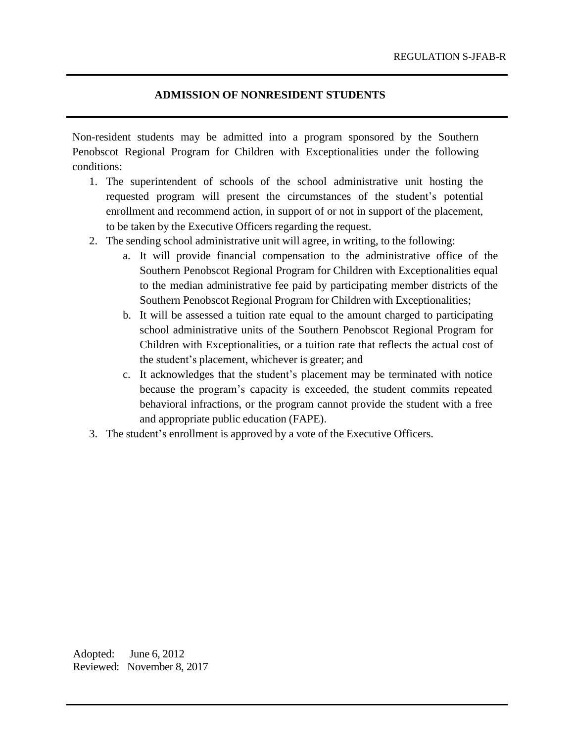REGULATION S-JFAB-R

## ADMISSION OF NONRESIDENT STUDENTS

Non-resident students may be admitted into a program sponsored by the Southern Penobscot Regional Program for Children with Exceptionalities under the following conditions:

1. The superintendent of schools of the school administrative unit hosting the requested program will present the circumstances of the student's potential enrollment and recommend action, in support of or not in support of the placement, to be taken by the Executive Officers regarding the request.
2. The sending school administrative unit will agree, in writing, to the following:
   a. It will provide financial compensation to the administrative office of the Southern Penobscot Regional Program for Children with Exceptionalities equal to the median administrative fee paid by participating member districts of the Southern Penobscot Regional Program for Children with Exceptionalities;
   b. It will be assessed a tuition rate equal to the amount charged to participating school administrative units of the Southern Penobscot Regional Program for Children with Exceptionalities, or a tuition rate that reflects the actual cost of the student's placement, whichever is greater; and
   c. It acknowledges that the student's placement may be terminated with notice because the program's capacity is exceeded, the student commits repeated behavioral infractions, or the program cannot provide the student with a free and appropriate public education (FAPE).
3. The student's enrollment is approved by a vote of the Executive Officers.

Adopted: June 6, 2012
Reviewed: November 8, 2017